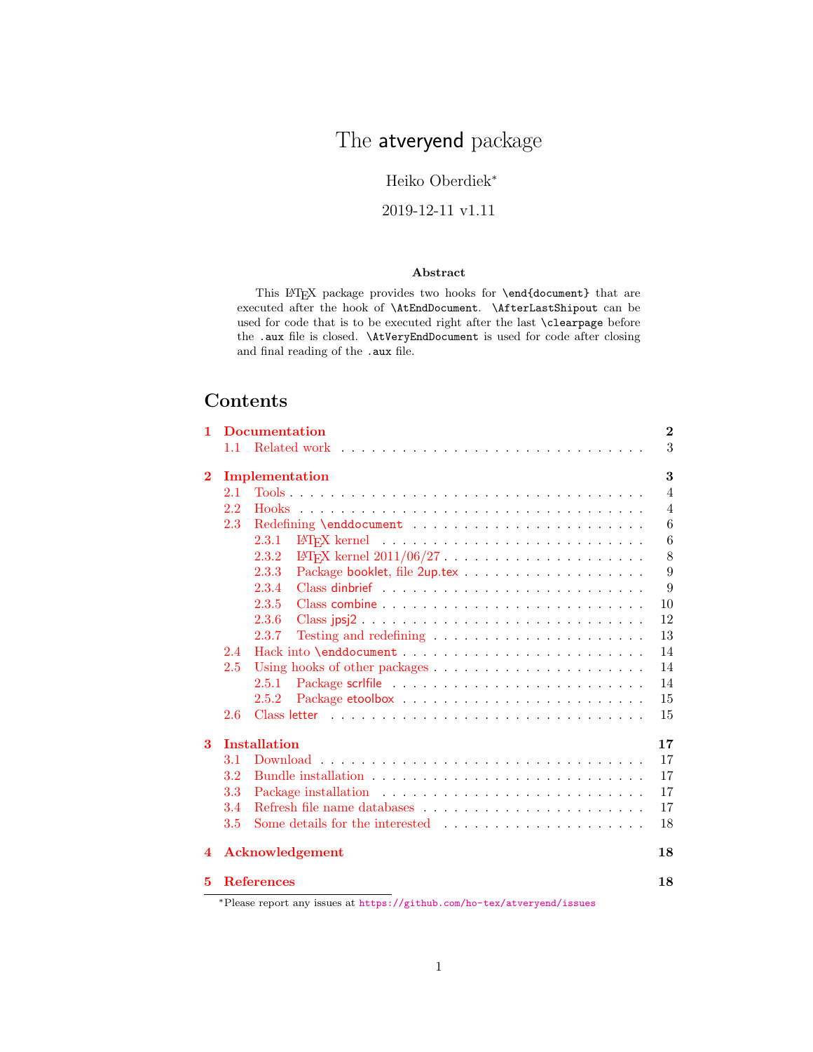# The atveryend package

Heiko Oberdiek*

2019-12-11 v1.11

### Abstract

This LaTeX package provides two hooks for `\end{document}` that are executed after the hook of `\AtEndDocument`. `\AfterLastShipout` can be used for code that is to be executed right after the last `\clearpage` before the `.aux` file is closed. `\AtVeryEndDocument` is used for code after closing and final reading of the `.aux` file.

## Contents

- **1 Documentation** — 2
  - 1.1 Related work — 3
- **2 Implementation** — 3
  - 2.1 Tools — 4
  - 2.2 Hooks — 4
  - 2.3 Redefining `\enddocument` — 6
    - 2.3.1 LaTeX kernel — 6
    - 2.3.2 LaTeX kernel 2011/06/27 — 8
    - 2.3.3 Package booklet, file 2up.tex — 9
    - 2.3.4 Class dinbrief — 9
    - 2.3.5 Class combine — 10
    - 2.3.6 Class jpsj2 — 12
    - 2.3.7 Testing and redefining — 13
  - 2.4 Hack into `\enddocument` — 14
  - 2.5 Using hooks of other packages — 14
    - 2.5.1 Package scrlfile — 14
    - 2.5.2 Package etoolbox — 15
  - 2.6 Class letter — 15
- **3 Installation** — 17
  - 3.1 Download — 17
  - 3.2 Bundle installation — 17
  - 3.3 Package installation — 17
  - 3.4 Refresh file name databases — 17
  - 3.5 Some details for the interested — 18
- **4 Acknowledgement** — 18
- **5 References** — 18

*Please report any issues at https://github.com/ho-tex/atveryend/issues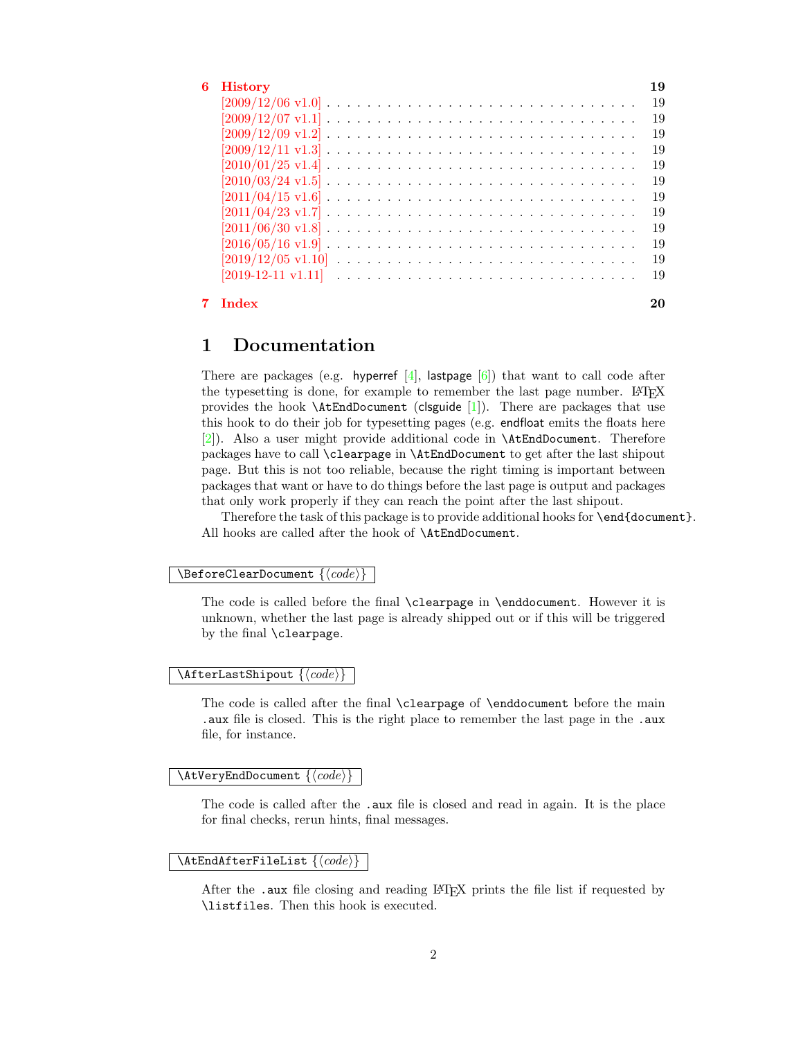6 **History** 19
- [2009/12/06 v1.0] 19
- [2009/12/07 v1.1] 19
- [2009/12/09 v1.2] 19
- [2009/12/11 v1.3] 19
- [2010/01/25 v1.4] 19
- [2010/03/24 v1.5] 19
- [2011/04/15 v1.6] 19
- [2011/04/23 v1.7] 19
- [2011/06/30 v1.8] 19
- [2016/05/16 v1.9] 19
- [2019/12/05 v1.10] 19
- [2019-12-11 v1.11] 19

7 **Index** 20

# 1 Documentation

There are packages (e.g. hyperref [4], lastpage [6]) that want to call code after the typesetting is done, for example to remember the last page number. LaTeX provides the hook `\AtEndDocument` (clsguide [1]). There are packages that use this hook to do their job for typesetting pages (e.g. endfloat emits the floats here [2]). Also a user might provide additional code in `\AtEndDocument`. Therefore packages have to call `\clearpage` in `\AtEndDocument` to get after the last shipout page. But this is not too reliable, because the right timing is important between packages that want or have to do things before the last page is output and packages that only work properly if they can reach the point after the last shipout.

Therefore the task of this package is to provide additional hooks for `\end{document}`. All hooks are called after the hook of `\AtEndDocument`.

`\BeforeClearDocument` {⟨*code*⟩}

The code is called before the final `\clearpage` in `\enddocument`. However it is unknown, whether the last page is already shipped out or if this will be triggered by the final `\clearpage`.

`\AfterLastShipout` {⟨*code*⟩}

The code is called after the final `\clearpage` of `\enddocument` before the main `.aux` file is closed. This is the right place to remember the last page in the `.aux` file, for instance.

`\AtVeryEndDocument` {⟨*code*⟩}

The code is called after the `.aux` file is closed and read in again. It is the place for final checks, rerun hints, final messages.

`\AtEndAfterFileList` {⟨*code*⟩}

After the `.aux` file closing and reading LaTeX prints the file list if requested by `\listfiles`. Then this hook is executed.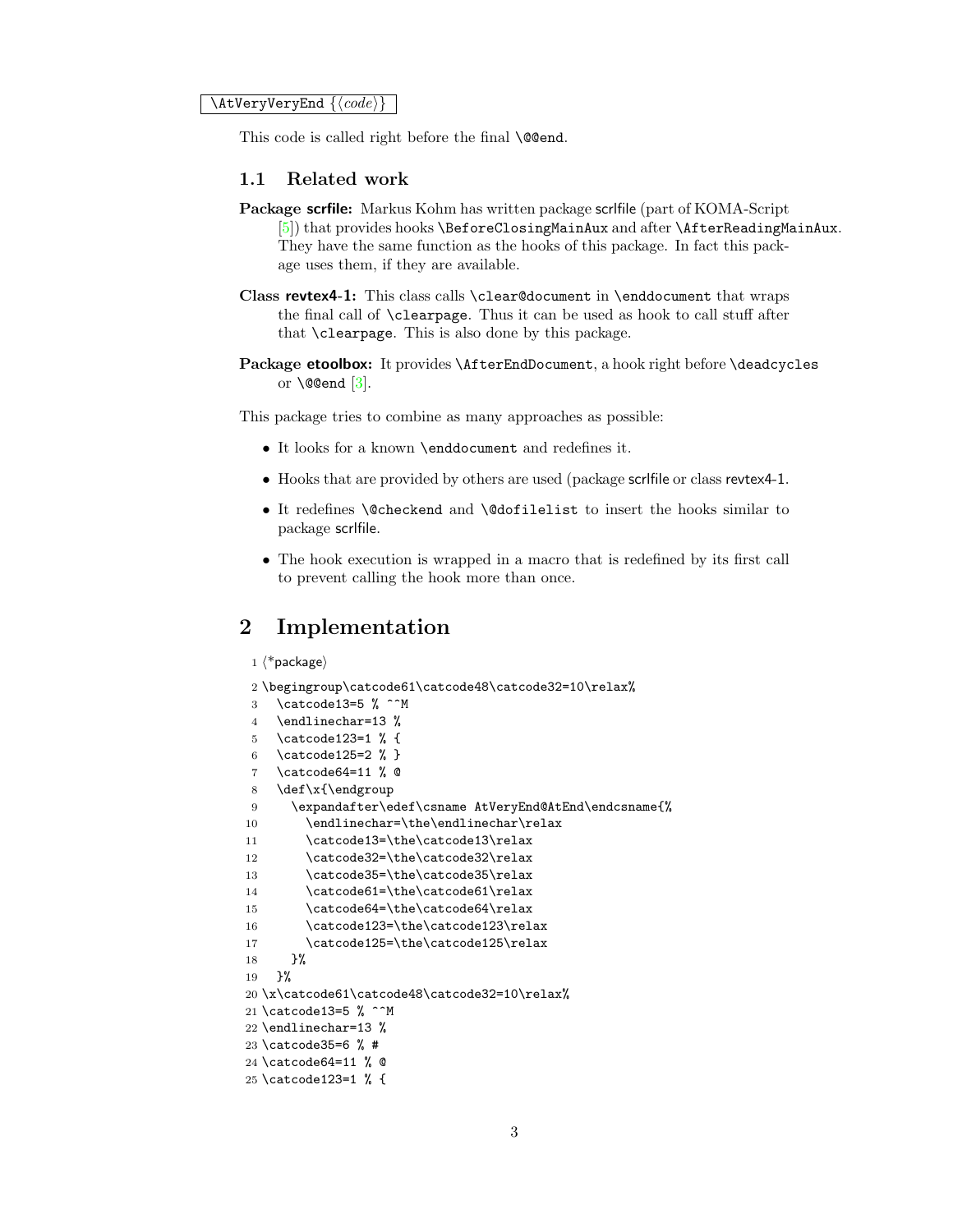`\AtVeryVeryEnd {⟨code⟩}`

This code is called right before the final `\@@end`.

## 1.1 Related work

**Package scrfile:** Markus Kohm has written package scrlfile (part of KOMA-Script [5]) that provides hooks `\BeforeClosingMainAux` and after `\AfterReadingMainAux`. They have the same function as the hooks of this package. In fact this package uses them, if they are available.

**Class revtex4-1:** This class calls `\clear@document` in `\enddocument` that wraps the final call of `\clearpage`. Thus it can be used as hook to call stuff after that `\clearpage`. This is also done by this package.

**Package etoolbox:** It provides `\AfterEndDocument`, a hook right before `\deadcycles` or `\@@end` [3].

This package tries to combine as many approaches as possible:

- It looks for a known `\enddocument` and redefines it.
- Hooks that are provided by others are used (package scrlfile or class revtex4-1.
- It redefines `\@checkend` and `\@dofilelist` to insert the hooks similar to package scrlfile.
- The hook execution is wrapped in a macro that is redefined by its first call to prevent calling the hook more than once.

# 2 Implementation

```
1 ⟨*package⟩
2 \begingroup\catcode61\catcode48\catcode32=10\relax%
3   \catcode13=5 % ^^M
4   \endlinechar=13 %
5   \catcode123=1 % {
6   \catcode125=2 % }
7   \catcode64=11 % @
8   \def\x{\endgroup
9     \expandafter\edef\csname AtVeryEnd@AtEnd\endcsname{%
10      \endlinechar=\the\endlinechar\relax
11      \catcode13=\the\catcode13\relax
12      \catcode32=\the\catcode32\relax
13      \catcode35=\the\catcode35\relax
14      \catcode61=\the\catcode61\relax
15      \catcode64=\the\catcode64\relax
16      \catcode123=\the\catcode123\relax
17      \catcode125=\the\catcode125\relax
18    }%
19  }%
20 \x\catcode61\catcode48\catcode32=10\relax%
21 \catcode13=5 % ^^M
22 \endlinechar=13 %
23 \catcode35=6 % #
24 \catcode64=11 % @
25 \catcode123=1 % {
```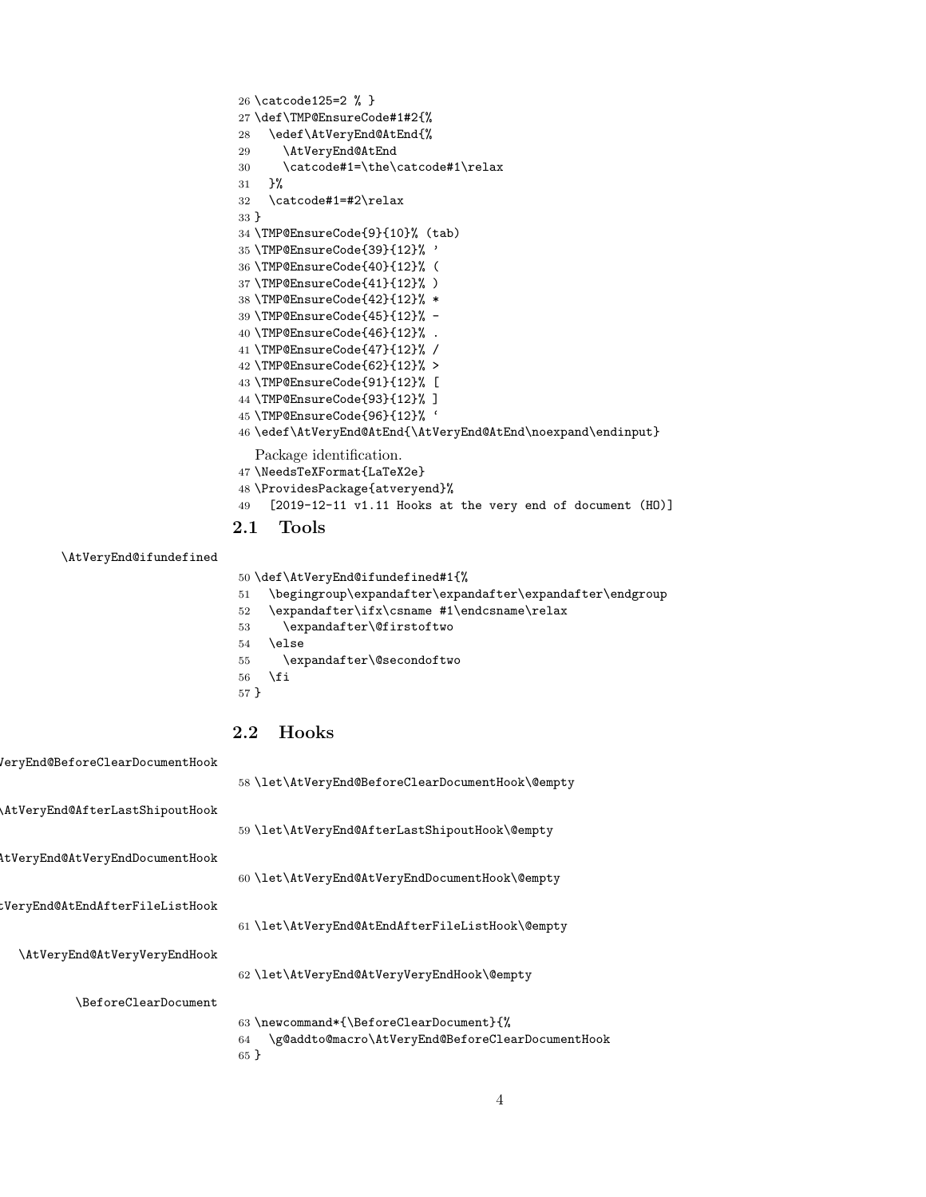```
26 \catcode125=2 % }
27 \def\TMP@EnsureCode#1#2{%
28   \edef\AtVeryEnd@AtEnd{%
29     \AtVeryEnd@AtEnd
30     \catcode#1=\the\catcode#1\relax
31   }%
32   \catcode#1=#2\relax
33 }
34 \TMP@EnsureCode{9}{10}% (tab)
35 \TMP@EnsureCode{39}{12}% '
36 \TMP@EnsureCode{40}{12}% (
37 \TMP@EnsureCode{41}{12}% )
38 \TMP@EnsureCode{42}{12}% *
39 \TMP@EnsureCode{45}{12}% -
40 \TMP@EnsureCode{46}{12}% .
41 \TMP@EnsureCode{47}{12}% /
42 \TMP@EnsureCode{62}{12}% >
43 \TMP@EnsureCode{91}{12}% [
44 \TMP@EnsureCode{93}{12}% ]
45 \TMP@EnsureCode{96}{12}% `
46 \edef\AtVeryEnd@AtEnd{\AtVeryEnd@AtEnd\noexpand\endinput}
```

Package identification.

```
47 \NeedsTeXFormat{LaTeX2e}
48 \ProvidesPackage{atveryend}%
49   [2019-12-11 v1.11 Hooks at the very end of document (HO)]
```

## 2.1 Tools

\AtVeryEnd@ifundefined

```
50 \def\AtVeryEnd@ifundefined#1{%
51   \begingroup\expandafter\expandafter\expandafter\endgroup
52   \expandafter\ifx\csname #1\endcsname\relax
53     \expandafter\@firstoftwo
54   \else
55     \expandafter\@secondoftwo
56   \fi
57 }
```

## 2.2 Hooks

\AtVeryEnd@BeforeClearDocumentHook

```
58 \let\AtVeryEnd@BeforeClearDocumentHook\@empty
```

\AtVeryEnd@AfterLastShipoutHook

```
59 \let\AtVeryEnd@AfterLastShipoutHook\@empty
```

\AtVeryEnd@AtVeryEndDocumentHook

```
60 \let\AtVeryEnd@AtVeryEndDocumentHook\@empty
```

\AtVeryEnd@AtEndAfterFileListHook

```
61 \let\AtVeryEnd@AtEndAfterFileListHook\@empty
```

\AtVeryEnd@AtVeryVeryEndHook

```
62 \let\AtVeryEnd@AtVeryVeryEndHook\@empty
```

\BeforeClearDocument

```
63 \newcommand*{\BeforeClearDocument}{%
64   \g@addto@macro\AtVeryEnd@BeforeClearDocumentHook
65 }
```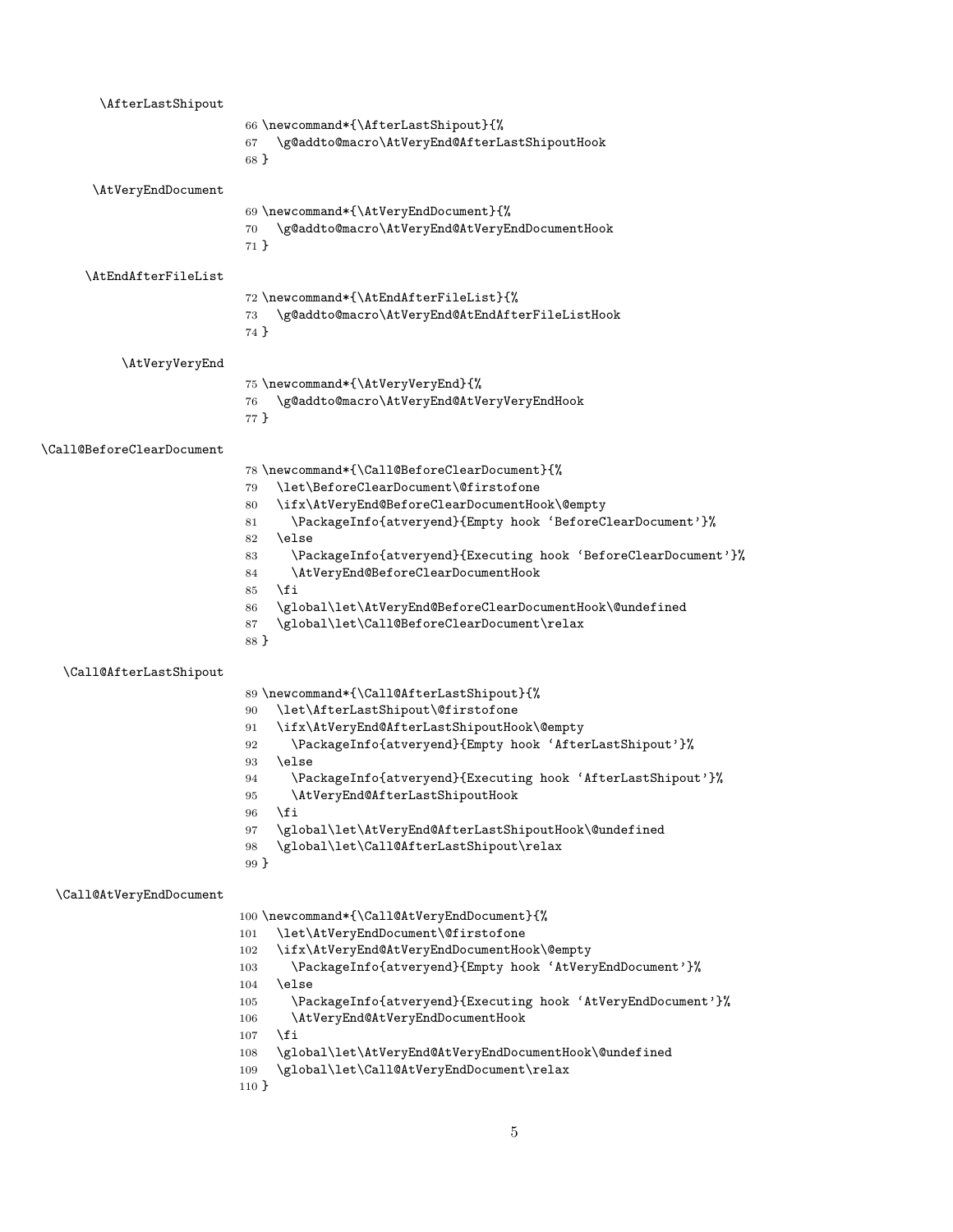\AfterLastShipout

```
66 \newcommand*{\AfterLastShipout}{%
67   \g@addto@macro\AtVeryEnd@AfterLastShipoutHook
68 }
```

\AtVeryEndDocument

```
69 \newcommand*{\AtVeryEndDocument}{%
70   \g@addto@macro\AtVeryEnd@AtVeryEndDocumentHook
71 }
```

\AtEndAfterFileList

```
72 \newcommand*{\AtEndAfterFileList}{%
73   \g@addto@macro\AtVeryEnd@AtEndAfterFileListHook
74 }
```

\AtVeryVeryEnd

```
75 \newcommand*{\AtVeryVeryEnd}{%
76   \g@addto@macro\AtVeryEnd@AtVeryVeryEndHook
77 }
```

\Call@BeforeClearDocument

```
78 \newcommand*{\Call@BeforeClearDocument}{%
79   \let\BeforeClearDocument\@firstofone
80   \ifx\AtVeryEnd@BeforeClearDocumentHook\@empty
81     \PackageInfo{atveryend}{Empty hook `BeforeClearDocument'}%
82   \else
83     \PackageInfo{atveryend}{Executing hook `BeforeClearDocument'}%
84     \AtVeryEnd@BeforeClearDocumentHook
85   \fi
86   \global\let\AtVeryEnd@BeforeClearDocumentHook\@undefined
87   \global\let\Call@BeforeClearDocument\relax
88 }
```

\Call@AfterLastShipout

```
89 \newcommand*{\Call@AfterLastShipout}{%
90   \let\AfterLastShipout\@firstofone
91   \ifx\AtVeryEnd@AfterLastShipoutHook\@empty
92     \PackageInfo{atveryend}{Empty hook `AfterLastShipout'}%
93   \else
94     \PackageInfo{atveryend}{Executing hook `AfterLastShipout'}%
95     \AtVeryEnd@AfterLastShipoutHook
96   \fi
97   \global\let\AtVeryEnd@AfterLastShipoutHook\@undefined
98   \global\let\Call@AfterLastShipout\relax
99 }
```

\Call@AtVeryEndDocument

```
100 \newcommand*{\Call@AtVeryEndDocument}{%
101   \let\AtVeryEndDocument\@firstofone
102   \ifx\AtVeryEnd@AtVeryEndDocumentHook\@empty
103     \PackageInfo{atveryend}{Empty hook `AtVeryEndDocument'}%
104   \else
105     \PackageInfo{atveryend}{Executing hook `AtVeryEndDocument'}%
106     \AtVeryEnd@AtVeryEndDocumentHook
107   \fi
108   \global\let\AtVeryEnd@AtVeryEndDocumentHook\@undefined
109   \global\let\Call@AtVeryEndDocument\relax
110 }
```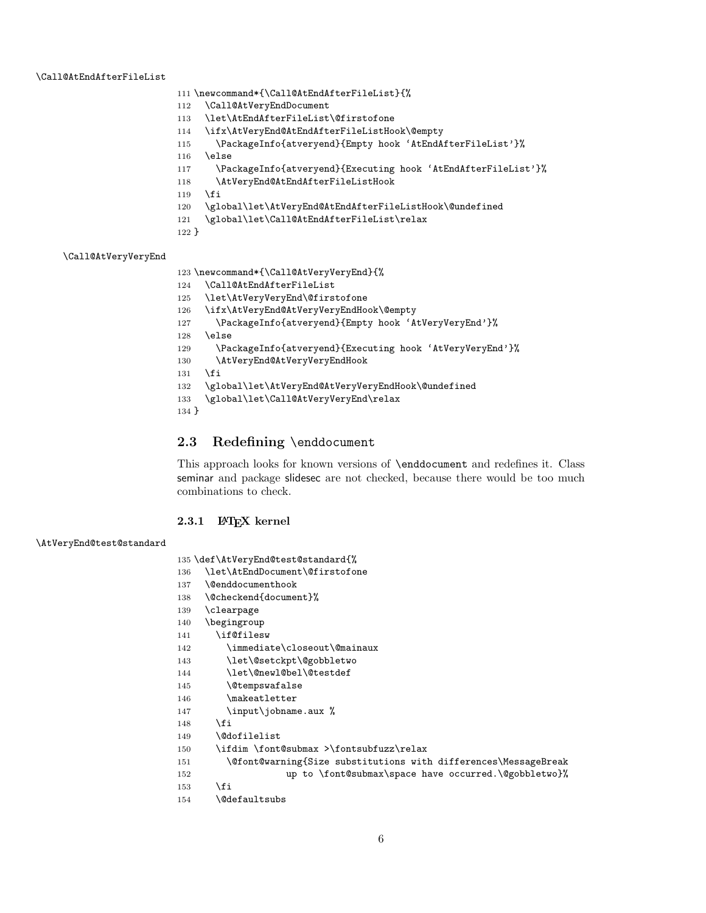\Call@AtEndAfterFileList

```
111 \newcommand*{\Call@AtEndAfterFileList}{%
112   \Call@AtVeryEndDocument
113   \let\AtEndAfterFileList\@firstofone
114   \ifx\AtVeryEnd@AtEndAfterFileListHook\@empty
115     \PackageInfo{atveryend}{Empty hook `AtEndAfterFileList'}%
116   \else
117     \PackageInfo{atveryend}{Executing hook `AtEndAfterFileList'}%
118     \AtVeryEnd@AtEndAfterFileListHook
119   \fi
120   \global\let\AtVeryEnd@AtEndAfterFileListHook\@undefined
121   \global\let\Call@AtEndAfterFileList\relax
122 }
```

\Call@AtVeryVeryEnd

```
123 \newcommand*{\Call@AtVeryVeryEnd}{%
124   \Call@AtEndAfterFileList
125   \let\AtVeryVeryEnd\@firstofone
126   \ifx\AtVeryEnd@AtVeryVeryEndHook\@empty
127     \PackageInfo{atveryend}{Empty hook `AtVeryVeryEnd'}%
128   \else
129     \PackageInfo{atveryend}{Executing hook `AtVeryVeryEnd'}%
130     \AtVeryEnd@AtVeryVeryEndHook
131   \fi
132   \global\let\AtVeryEnd@AtVeryVeryEndHook\@undefined
133   \global\let\Call@AtVeryVeryEnd\relax
134 }
```

## 2.3 Redefining \enddocument

This approach looks for known versions of \enddocument and redefines it. Class seminar and package slidesec are not checked, because there would be too much combinations to check.

### 2.3.1 LaTeX kernel

\AtVeryEnd@test@standard

```
135 \def\AtVeryEnd@test@standard{%
136   \let\AtEndDocument\@firstofone
137   \@enddocumenthook
138   \@checkend{document}%
139   \clearpage
140   \begingroup
141     \if@filesw
142       \immediate\closeout\@mainaux
143       \let\@setckpt\@gobbletwo
144       \let\@newl@bel\@testdef
145       \@tempswafalse
146       \makeatletter
147       \input\jobname.aux %
148     \fi
149     \@dofilelist
150     \ifdim \font@submax >\fontsubfuzz\relax
151       \@font@warning{Size substitutions with differences\MessageBreak
152                 up to \font@submax\space have occurred.\@gobbletwo}%
153     \fi
154     \@defaultsubs
```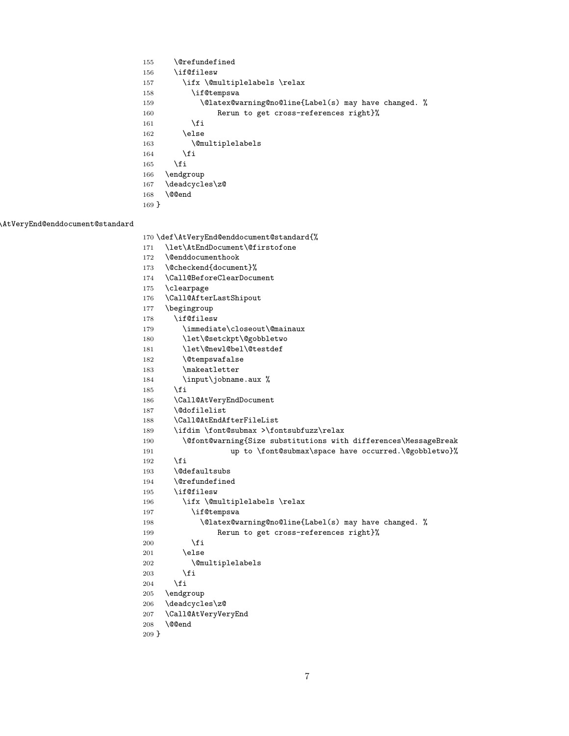```
155     \@refundefined
156     \if@filesw
157       \ifx \@multiplelabels \relax
158         \if@tempswa
159           \@latex@warning@no@line{Label(s) may have changed. %
160               Rerun to get cross-references right}%
161         \fi
162       \else
163         \@multiplelabels
164       \fi
165     \fi
166   \endgroup
167   \deadcycles\z@
168   \@@end
169 }
```

\AtVeryEnd@enddocument@standard

```
170 \def\AtVeryEnd@enddocument@standard{%
171   \let\AtEndDocument\@firstofone
172   \@enddocumenthook
173   \@checkend{document}%
174   \Call@BeforeClearDocument
175   \clearpage
176   \Call@AfterLastShipout
177   \begingroup
178     \if@filesw
179       \immediate\closeout\@mainaux
180       \let\@setckpt\@gobbletwo
181       \let\@newl@bel\@testdef
182       \@tempswafalse
183       \makeatletter
184       \input\jobname.aux %
185     \fi
186     \Call@AtVeryEndDocument
187     \@dofilelist
188     \Call@AtEndAfterFileList
189     \ifdim \font@submax >\fontsubfuzz\relax
190       \@font@warning{Size substitutions with differences\MessageBreak
191                  up to \font@submax\space have occurred.\@gobbletwo}%
192     \fi
193     \@defaultsubs
194     \@refundefined
195     \if@filesw
196       \ifx \@multiplelabels \relax
197         \if@tempswa
198           \@latex@warning@no@line{Label(s) may have changed. %
199               Rerun to get cross-references right}%
200         \fi
201       \else
202         \@multiplelabels
203       \fi
204     \fi
205   \endgroup
206   \deadcycles\z@
207   \Call@AtVeryVeryEnd
208   \@@end
209 }
```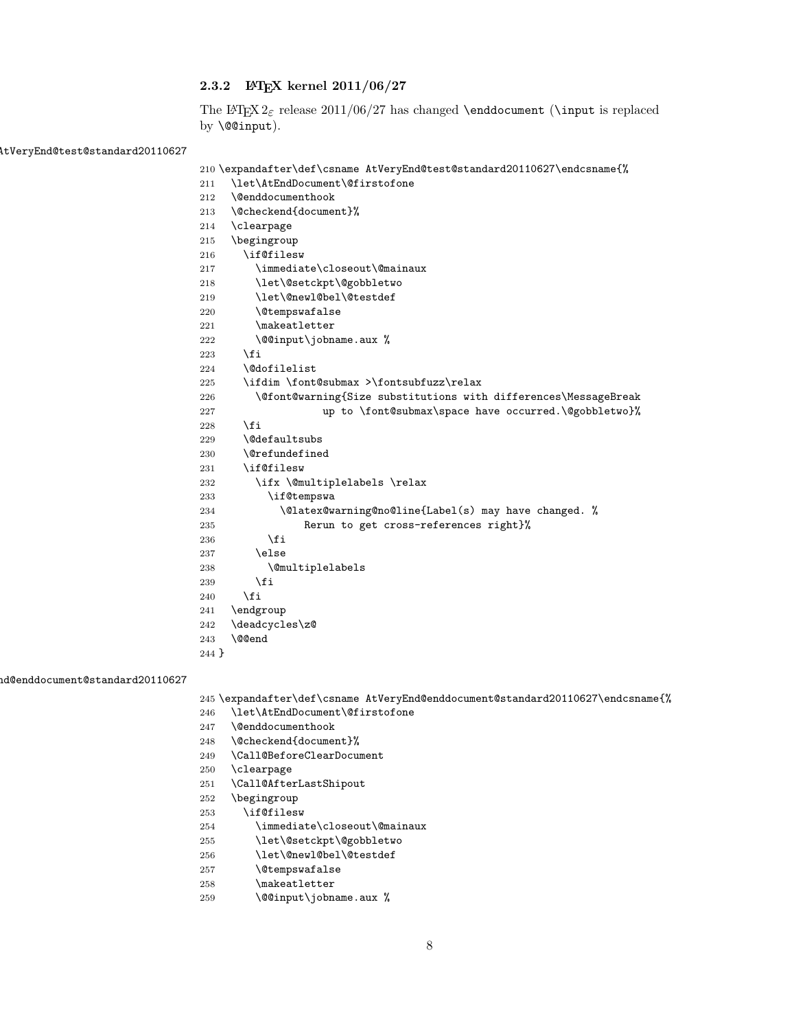### 2.3.2 LaTeX kernel 2011/06/27

The LaTeX 2$_\varepsilon$ release 2011/06/27 has changed \enddocument (\input is replaced by \@@input).

AtVeryEnd@test@standard20110627

```
210 \expandafter\def\csname AtVeryEnd@test@standard20110627\endcsname{%
211   \let\AtEndDocument\@firstofone
212   \@enddocumenthook
213   \@checkend{document}%
214   \clearpage
215   \begingroup
216     \if@filesw
217       \immediate\closeout\@mainaux
218       \let\@setckpt\@gobbletwo
219       \let\@newl@bel\@testdef
220       \@tempswafalse
221       \makeatletter
222       \@@input\jobname.aux %
223     \fi
224     \@dofilelist
225     \ifdim \font@submax >\fontsubfuzz\relax
226       \@font@warning{Size substitutions with differences\MessageBreak
227                  up to \font@submax\space have occurred.\@gobbletwo}%
228     \fi
229     \@defaultsubs
230     \@refundefined
231     \if@filesw
232       \ifx \@multiplelabels \relax
233         \if@tempswa
234           \@latex@warning@no@line{Label(s) may have changed. %
235               Rerun to get cross-references right}%
236         \fi
237       \else
238         \@multiplelabels
239       \fi
240     \fi
241   \endgroup
242   \deadcycles\z@
243   \@@end
244 }
```

AtVeryEnd@enddocument@standard20110627

```
245 \expandafter\def\csname AtVeryEnd@enddocument@standard20110627\endcsname{%
246   \let\AtEndDocument\@firstofone
247   \@enddocumenthook
248   \@checkend{document}%
249   \Call@BeforeClearDocument
250   \clearpage
251   \Call@AfterLastShipout
252   \begingroup
253     \if@filesw
254       \immediate\closeout\@mainaux
255       \let\@setckpt\@gobbletwo
256       \let\@newl@bel\@testdef
257       \@tempswafalse
258       \makeatletter
259       \@@input\jobname.aux %
```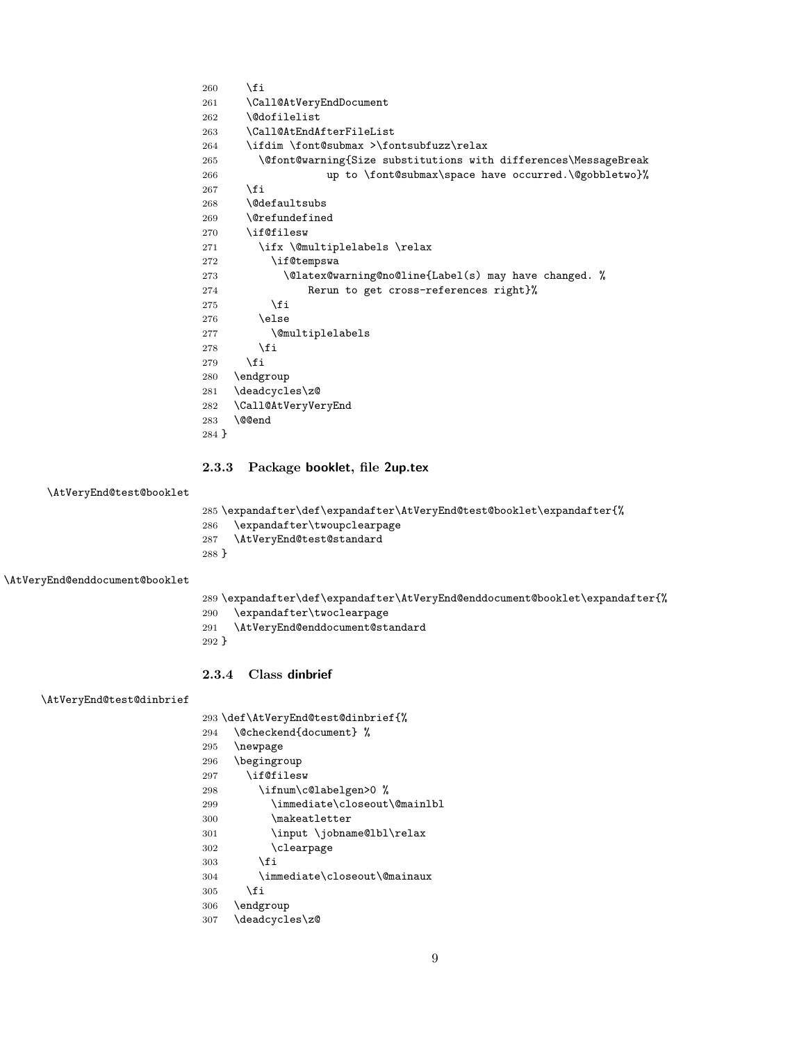```
260    \fi
261    \Call@AtVeryEndDocument
262    \@dofilelist
263    \Call@AtEndAfterFileList
264    \ifdim \font@submax >\fontsubfuzz\relax
265      \@font@warning{Size substitutions with differences\MessageBreak
266                 up to \font@submax\space have occurred.\@gobbletwo}%
267    \fi
268    \@defaultsubs
269    \@refundefined
270    \if@filesw
271      \ifx \@multiplelabels \relax
272        \if@tempswa
273          \@latex@warning@no@line{Label(s) may have changed. %
274              Rerun to get cross-references right}%
275        \fi
276      \else
277        \@multiplelabels
278      \fi
279    \fi
280  \endgroup
281  \deadcycles\z@
282  \Call@AtVeryVeryEnd
283  \@@end
284 }
```

### 2.3.3 Package booklet, file 2up.tex

\AtVeryEnd@test@booklet

```
285 \expandafter\def\expandafter\AtVeryEnd@test@booklet\expandafter{%
286   \expandafter\twoupclearpage
287   \AtVeryEnd@test@standard
288 }
```

\AtVeryEnd@enddocument@booklet

```
289 \expandafter\def\expandafter\AtVeryEnd@enddocument@booklet\expandafter{%
290   \expandafter\twoclearpage
291   \AtVeryEnd@enddocument@standard
292 }
```

### 2.3.4 Class dinbrief

\AtVeryEnd@test@dinbrief

```
293 \def\AtVeryEnd@test@dinbrief{%
294   \@checkend{document} %
295   \newpage
296   \begingroup
297     \if@filesw
298       \ifnum\c@labelgen>0 %
299         \immediate\closeout\@mainlbl
300         \makeatletter
301         \input \jobname@lbl\relax
302         \clearpage
303       \fi
304       \immediate\closeout\@mainaux
305     \fi
306   \endgroup
307   \deadcycles\z@
```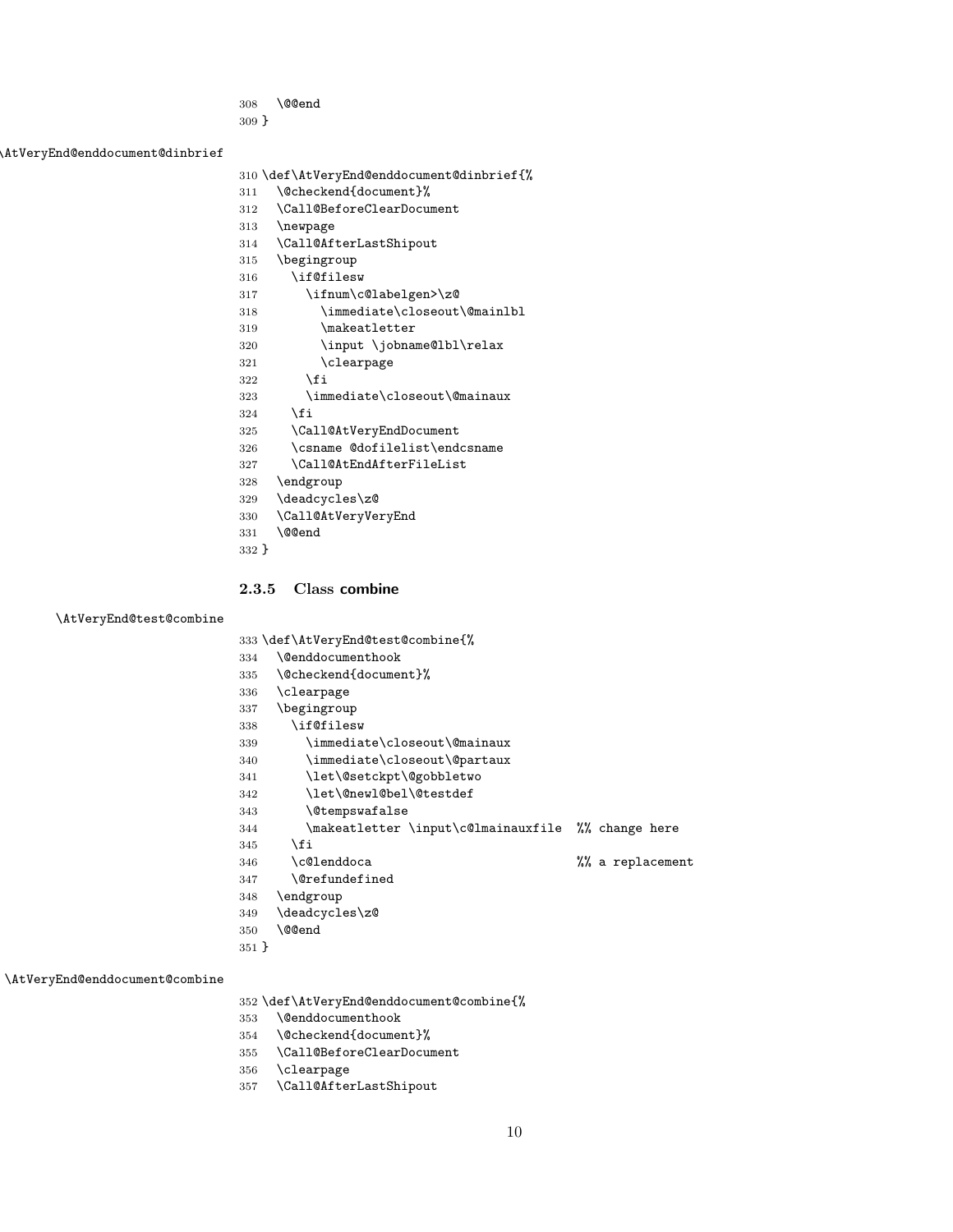```
308   \@@end
309 }
```

\AtVeryEnd@enddocument@dinbrief

```
310 \def\AtVeryEnd@enddocument@dinbrief{%
311   \@checkend{document}%
312   \Call@BeforeClearDocument
313   \newpage
314   \Call@AfterLastShipout
315   \begingroup
316     \if@filesw
317       \ifnum\c@labelgen>\z@
318         \immediate\closeout\@mainlbl
319         \makeatletter
320         \input \jobname@lbl\relax
321         \clearpage
322       \fi
323       \immediate\closeout\@mainaux
324     \fi
325     \Call@AtVeryEndDocument
326     \csname @dofilelist\endcsname
327     \Call@AtEndAfterFileList
328   \endgroup
329   \deadcycles\z@
330   \Call@AtVeryVeryEnd
331   \@@end
332 }
```

### 2.3.5 Class combine

\AtVeryEnd@test@combine

```
333 \def\AtVeryEnd@test@combine{%
334   \@enddocumenthook
335   \@checkend{document}%
336   \clearpage
337   \begingroup
338     \if@filesw
339       \immediate\closeout\@mainaux
340       \immediate\closeout\@partaux
341       \let\@setckpt\@gobbletwo
342       \let\@newl@bel\@testdef
343       \@tempswafalse
344       \makeatletter \input\c@lmainauxfile  %% change here
345     \fi
346     \c@lenddoca                            %% a replacement
347     \@refundefined
348   \endgroup
349   \deadcycles\z@
350   \@@end
351 }
```

\AtVeryEnd@enddocument@combine

```
352 \def\AtVeryEnd@enddocument@combine{%
353   \@enddocumenthook
354   \@checkend{document}%
355   \Call@BeforeClearDocument
356   \clearpage
357   \Call@AfterLastShipout
```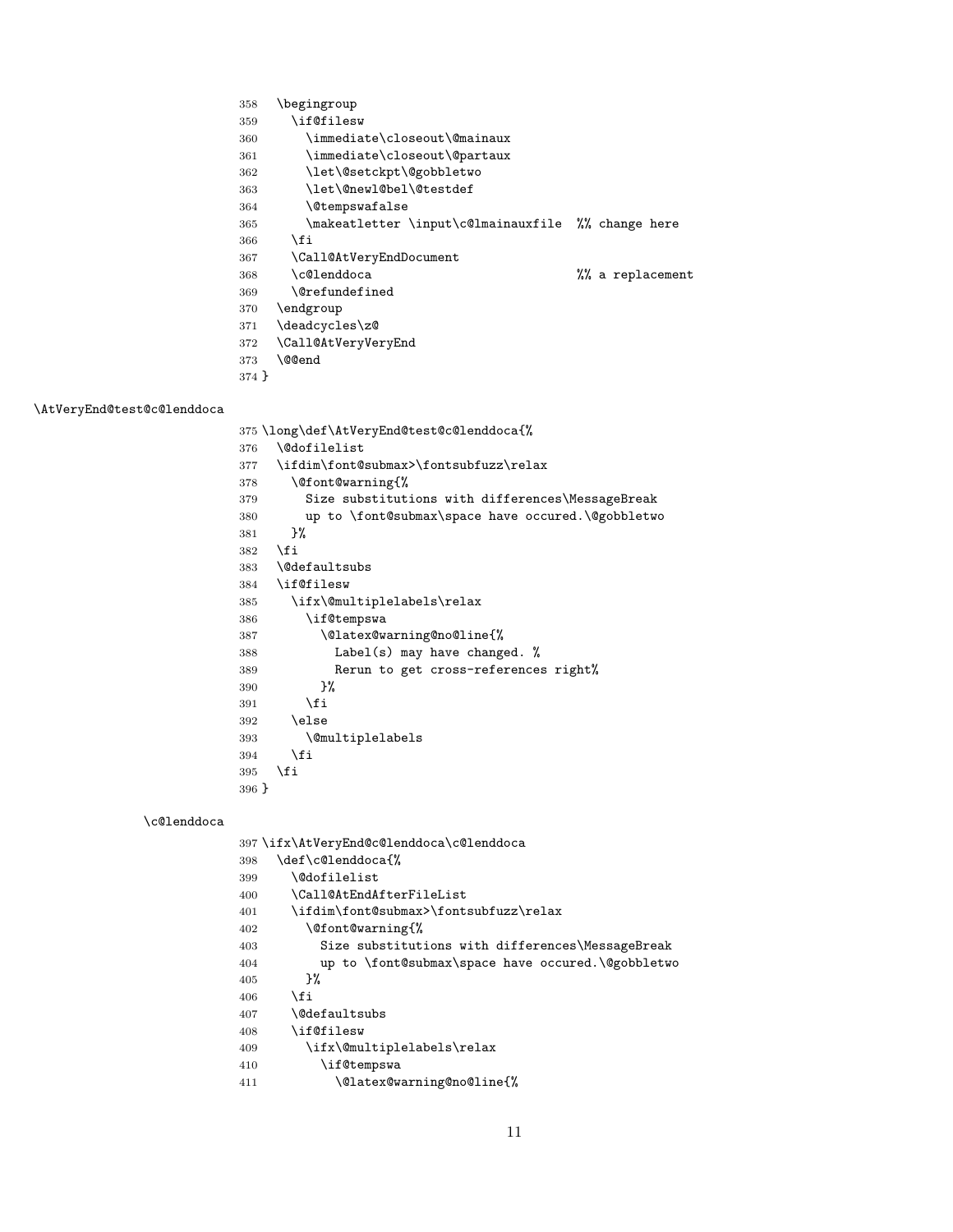```
358   \begingroup
359     \if@filesw
360       \immediate\closeout\@mainaux
361       \immediate\closeout\@partaux
362       \let\@setckpt\@gobbletwo
363       \let\@newl@bel\@testdef
364       \@tempswafalse
365       \makeatletter \input\c@lmainauxfile  %% change here
366     \fi
367     \Call@AtVeryEndDocument
368     \c@lenddoca                          %% a replacement
369     \@refundefined
370   \endgroup
371   \deadcycles\z@
372   \Call@AtVeryVeryEnd
373   \@@end
374 }
```

\AtVeryEnd@test@c@lenddoca

```
375 \long\def\AtVeryEnd@test@c@lenddoca{%
376   \@dofilelist
377   \ifdim\font@submax>\fontsubfuzz\relax
378     \@font@warning{%
379       Size substitutions with differences\MessageBreak
380       up to \font@submax\space have occured.\@gobbletwo
381     }%
382   \fi
383   \@defaultsubs
384   \if@filesw
385     \ifx\@multiplelabels\relax
386       \if@tempswa
387         \@latex@warning@no@line{%
388           Label(s) may have changed. %
389           Rerun to get cross-references right%
390         }%
391       \fi
392     \else
393       \@multiplelabels
394     \fi
395   \fi
396 }
```

\c@lenddoca

```
397 \ifx\AtVeryEnd@c@lenddoca\c@lenddoca
398   \def\c@lenddoca{%
399     \@dofilelist
400     \Call@AtEndAfterFileList
401     \ifdim\font@submax>\fontsubfuzz\relax
402       \@font@warning{%
403         Size substitutions with differences\MessageBreak
404         up to \font@submax\space have occured.\@gobbletwo
405       }%
406     \fi
407     \@defaultsubs
408     \if@filesw
409       \ifx\@multiplelabels\relax
410         \if@tempswa
411           \@latex@warning@no@line{%
```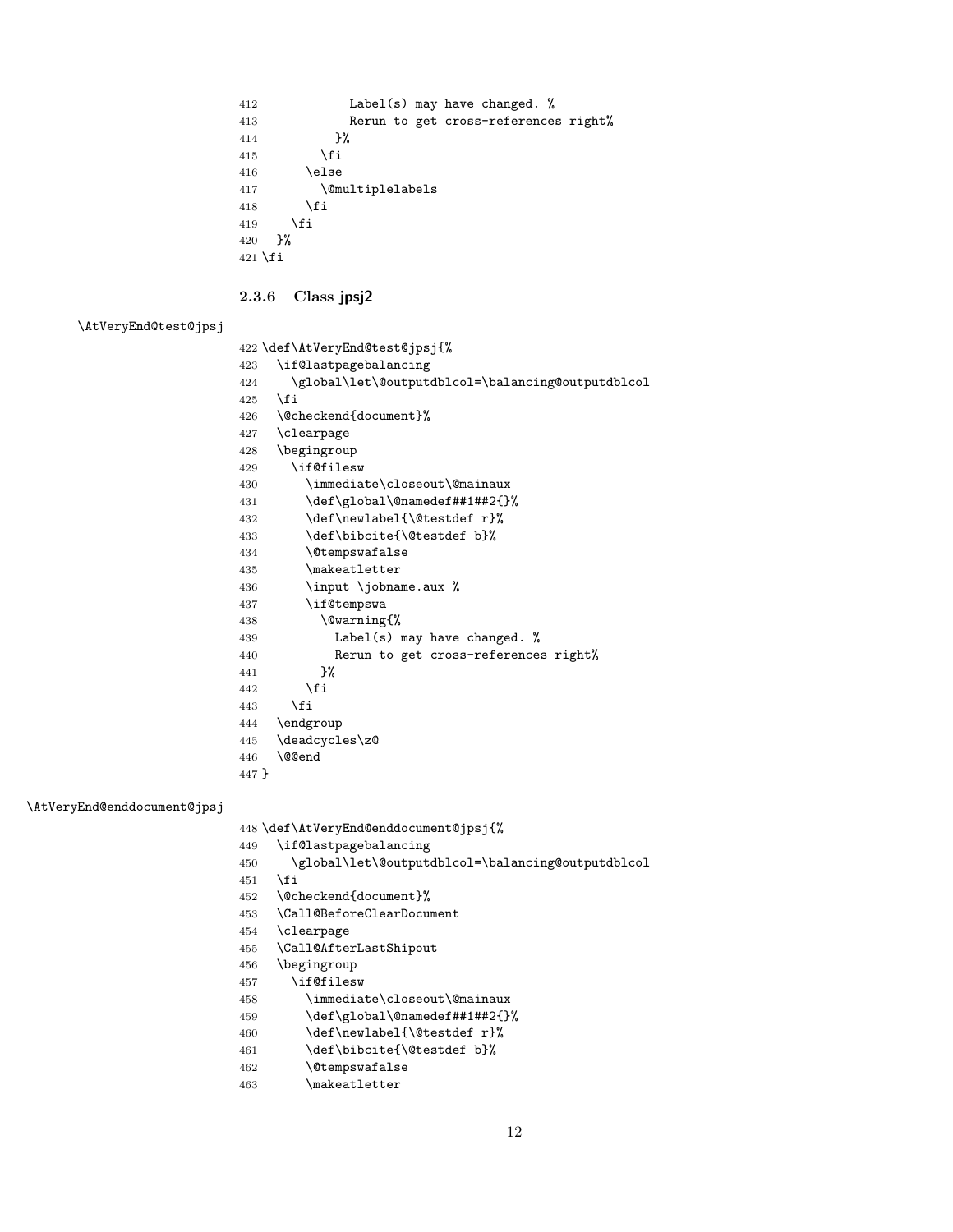```
412           Label(s) may have changed. %
413           Rerun to get cross-references right%
414         }%
415       \fi
416     \else
417       \@multiplelabels
418     \fi
419   \fi
420 }%
421 \fi
```

### 2.3.6 Class jpsj2

\AtVeryEnd@test@jpsj

```
422 \def\AtVeryEnd@test@jpsj{%
423   \if@lastpagebalancing
424     \global\let\@outputdblcol=\balancing@outputdblcol
425   \fi
426   \@checkend{document}%
427   \clearpage
428   \begingroup
429     \if@filesw
430       \immediate\closeout\@mainaux
431       \def\global\@namedef##1##2{}%
432       \def\newlabel{\@testdef r}%
433       \def\bibcite{\@testdef b}%
434       \@tempswafalse
435       \makeatletter
436       \input \jobname.aux %
437       \if@tempswa
438         \@warning{%
439           Label(s) may have changed. %
440           Rerun to get cross-references right%
441         }%
442       \fi
443     \fi
444   \endgroup
445   \deadcycles\z@
446   \@@end
447 }
```

\AtVeryEnd@enddocument@jpsj

```
448 \def\AtVeryEnd@enddocument@jpsj{%
449   \if@lastpagebalancing
450     \global\let\@outputdblcol=\balancing@outputdblcol
451   \fi
452   \@checkend{document}%
453   \Call@BeforeClearDocument
454   \clearpage
455   \Call@AfterLastShipout
456   \begingroup
457     \if@filesw
458       \immediate\closeout\@mainaux
459       \def\global\@namedef##1##2{}%
460       \def\newlabel{\@testdef r}%
461       \def\bibcite{\@testdef b}%
462       \@tempswafalse
463       \makeatletter
```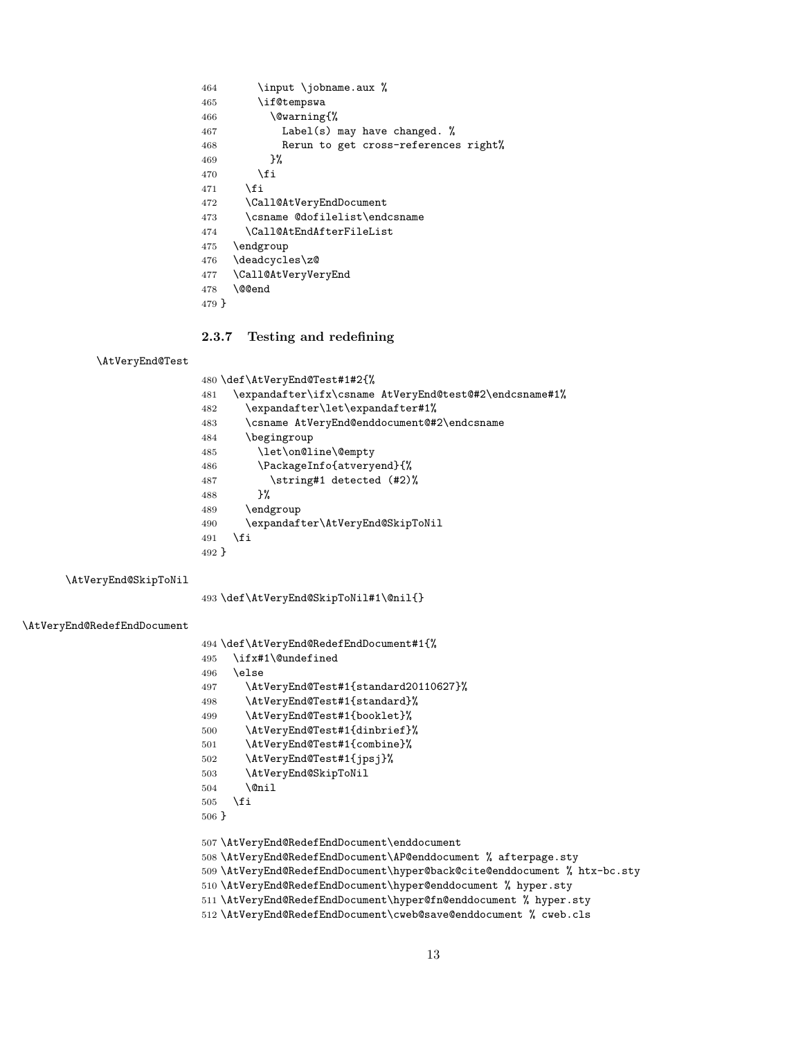```
464       \input \jobname.aux %
465       \if@tempswa
466         \@warning{%
467           Label(s) may have changed. %
468           Rerun to get cross-references right%
469         }%
470       \fi
471     \fi
472     \Call@AtVeryEndDocument
473     \csname @dofilelist\endcsname
474     \Call@AtEndAfterFileList
475   \endgroup
476   \deadcycles\z@
477   \Call@AtVeryVeryEnd
478   \@@end
479 }
```

### 2.3.7 Testing and redefining

\AtVeryEnd@Test

```
480 \def\AtVeryEnd@Test#1#2{%
481   \expandafter\ifx\csname AtVeryEnd@test@#2\endcsname#1%
482     \expandafter\let\expandafter#1%
483     \csname AtVeryEnd@enddocument@#2\endcsname
484     \begingroup
485       \let\on@line\@empty
486       \PackageInfo{atveryend}{%
487         \string#1 detected (#2)%
488       }%
489     \endgroup
490     \expandafter\AtVeryEnd@SkipToNil
491   \fi
492 }
```

\AtVeryEnd@SkipToNil

```
493 \def\AtVeryEnd@SkipToNil#1\@nil{}
```

\AtVeryEnd@RedefEndDocument

```
494 \def\AtVeryEnd@RedefEndDocument#1{%
495   \ifx#1\@undefined
496   \else
497     \AtVeryEnd@Test#1{standard20110627}%
498     \AtVeryEnd@Test#1{standard}%
499     \AtVeryEnd@Test#1{booklet}%
500     \AtVeryEnd@Test#1{dinbrief}%
501     \AtVeryEnd@Test#1{combine}%
502     \AtVeryEnd@Test#1{jpsj}%
503     \AtVeryEnd@SkipToNil
504     \@nil
505   \fi
506 }
```

```
507 \AtVeryEnd@RedefEndDocument\enddocument
508 \AtVeryEnd@RedefEndDocument\AP@enddocument % afterpage.sty
509 \AtVeryEnd@RedefEndDocument\hyper@back@cite@enddocument % htx-bc.sty
510 \AtVeryEnd@RedefEndDocument\hyper@enddocument % hyper.sty
511 \AtVeryEnd@RedefEndDocument\hyper@fn@enddocument % hyper.sty
512 \AtVeryEnd@RedefEndDocument\cweb@save@enddocument % cweb.cls
```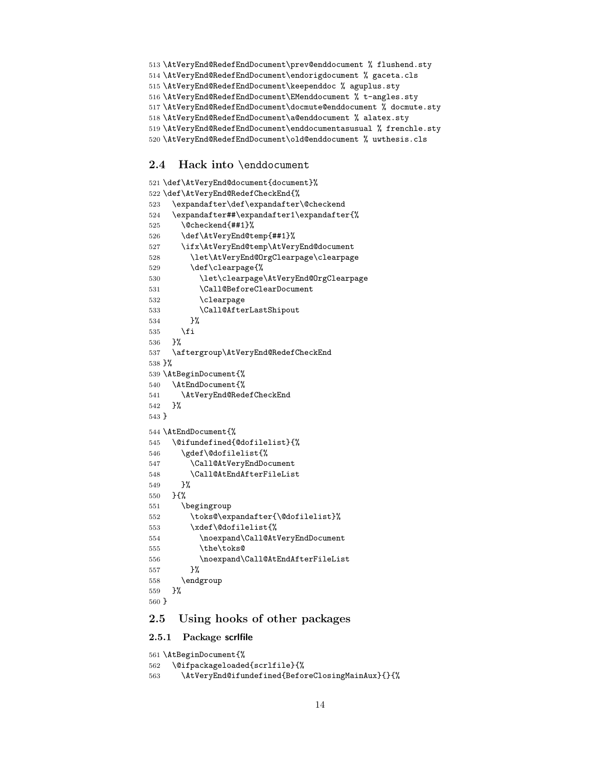```
513 \AtVeryEnd@RedefEndDocument\prev@enddocument % flushend.sty
514 \AtVeryEnd@RedefEndDocument\endorigdocument % gaceta.cls
515 \AtVeryEnd@RedefEndDocument\keependdoc % aguplus.sty
516 \AtVeryEnd@RedefEndDocument\EMenddocument % t-angles.sty
517 \AtVeryEnd@RedefEndDocument\docmute@enddocument % docmute.sty
518 \AtVeryEnd@RedefEndDocument\a@enddocument % alatex.sty
519 \AtVeryEnd@RedefEndDocument\enddocumentasusual % frenchle.sty
520 \AtVeryEnd@RedefEndDocument\old@enddocument % uwthesis.cls
```

## 2.4 Hack into \enddocument

```
521 \def\AtVeryEnd@document{document}%
522 \def\AtVeryEnd@RedefCheckEnd{%
523   \expandafter\def\expandafter\@checkend
524   \expandafter##\expandafter1\expandafter{%
525     \@checkend{##1}%
526     \def\AtVeryEnd@temp{##1}%
527     \ifx\AtVeryEnd@temp\AtVeryEnd@document
528       \let\AtVeryEnd@OrgClearpage\clearpage
529       \def\clearpage{%
530         \let\clearpage\AtVeryEnd@OrgClearpage
531         \Call@BeforeClearDocument
532         \clearpage
533         \Call@AfterLastShipout
534       }%
535     \fi
536   }%
537   \aftergroup\AtVeryEnd@RedefCheckEnd
538 }%
539 \AtBeginDocument{%
540   \AtEndDocument{%
541     \AtVeryEnd@RedefCheckEnd
542   }%
543 }
544 \AtEndDocument{%
545   \@ifundefined{@dofilelist}{%
546     \gdef\@dofilelist{%
547       \Call@AtVeryEndDocument
548       \Call@AtEndAfterFileList
549     }%
550   }{%
551     \begingroup
552       \toks@\expandafter{\@dofilelist}%
553       \xdef\@dofilelist{%
554         \noexpand\Call@AtVeryEndDocument
555         \the\toks@
556         \noexpand\Call@AtEndAfterFileList
557       }%
558     \endgroup
559   }%
560 }
```

## 2.5 Using hooks of other packages

### 2.5.1 Package scrlfile

```
561 \AtBeginDocument{%
562   \@ifpackageloaded{scrlfile}{%
563     \AtVeryEnd@ifundefined{BeforeClosingMainAux}{}{%
```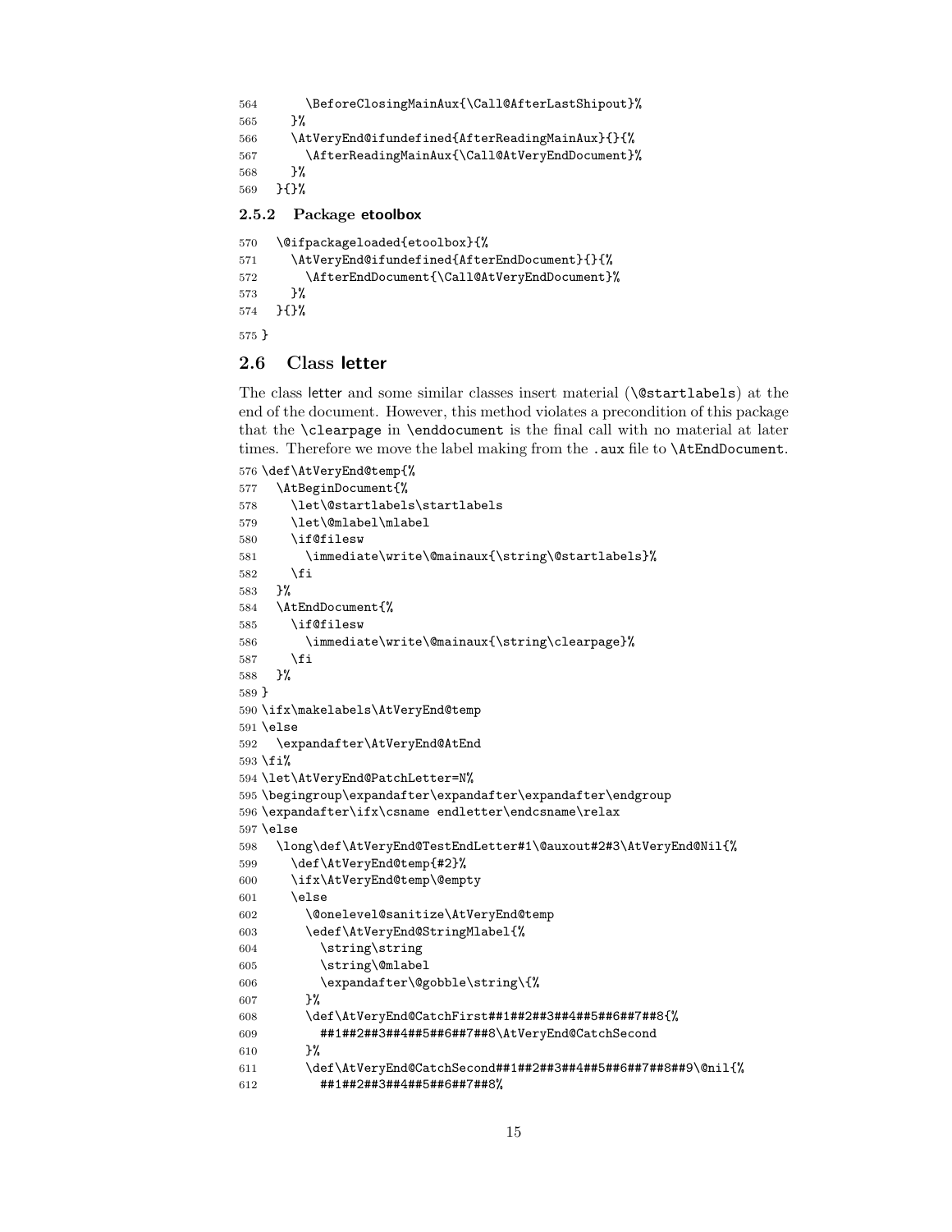```
564       \BeforeClosingMainAux{\Call@AfterLastShipout}%
565     }%
566     \AtVeryEnd@ifundefined{AfterReadingMainAux}{}{%
567       \AfterReadingMainAux{\Call@AtVeryEndDocument}%
568     }%
569   }{}%
```

### 2.5.2 Package etoolbox

```
570   \@ifpackageloaded{etoolbox}{%
571     \AtVeryEnd@ifundefined{AfterEndDocument}{}{%
572       \AfterEndDocument{\Call@AtVeryEndDocument}%
573     }%
574   }{}%
575 }
```

## 2.6 Class letter

The class letter and some similar classes insert material (`\@startlabels`) at the end of the document. However, this method violates a precondition of this package that the `\clearpage` in `\enddocument` is the final call with no material at later times. Therefore we move the label making from the `.aux` file to `\AtEndDocument`.

```
576 \def\AtVeryEnd@temp{%
577   \AtBeginDocument{%
578     \let\@startlabels\startlabels
579     \let\@mlabel\mlabel
580     \if@filesw
581       \immediate\write\@mainaux{\string\@startlabels}%
582     \fi
583   }%
584   \AtEndDocument{%
585     \if@filesw
586       \immediate\write\@mainaux{\string\clearpage}%
587     \fi
588   }%
589 }
590 \ifx\makelabels\AtVeryEnd@temp
591 \else
592   \expandafter\AtVeryEnd@AtEnd
593 \fi%
594 \let\AtVeryEnd@PatchLetter=N%
595 \begingroup\expandafter\expandafter\expandafter\endgroup
596 \expandafter\ifx\csname endletter\endcsname\relax
597 \else
598   \long\def\AtVeryEnd@TestEndLetter#1\@auxout#2#3\AtVeryEnd@Nil{%
599     \def\AtVeryEnd@temp{#2}%
600     \ifx\AtVeryEnd@temp\@empty
601     \else
602       \@onelevel@sanitize\AtVeryEnd@temp
603       \edef\AtVeryEnd@StringMlabel{%
604         \string\string
605         \string\@mlabel
606         \expandafter\@gobble\string\{%
607       }%
608       \def\AtVeryEnd@CatchFirst##1##2##3##4##5##6##7##8{%
609         ##1##2##3##4##5##6##7##8\AtVeryEnd@CatchSecond
610       }%
611       \def\AtVeryEnd@CatchSecond##1##2##3##4##5##6##7##8##9\@nil{%
612         ##1##2##3##4##5##6##7##8%
```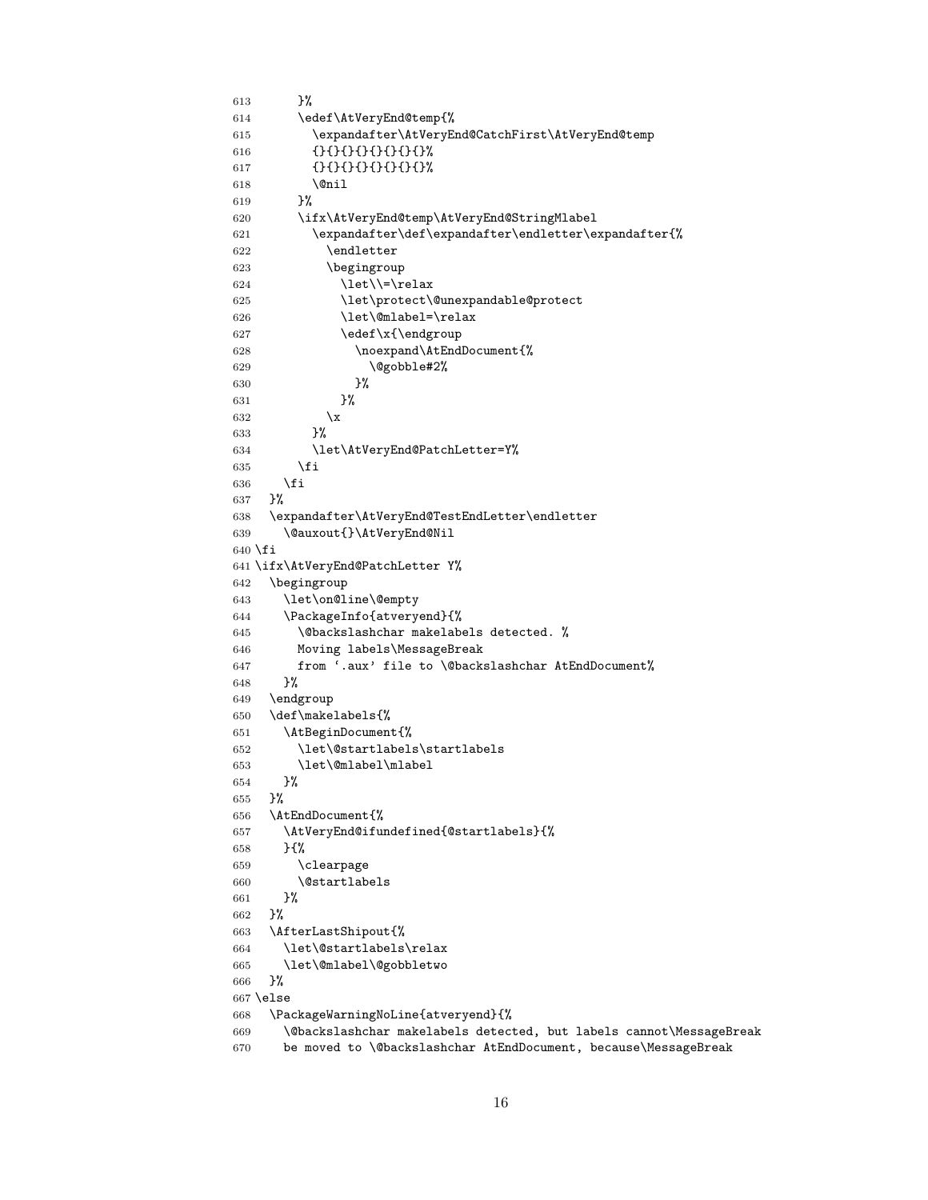```
613       }%
614       \edef\AtVeryEnd@temp{%
615         \expandafter\AtVeryEnd@CatchFirst\AtVeryEnd@temp
616         {}{}{}{}{}{}{}{}{}{}%
617         {}{}{}{}{}{}{}{}{}{}%
618         \@nil
619       }%
620       \ifx\AtVeryEnd@temp\AtVeryEnd@StringMlabel
621         \expandafter\def\expandafter\endletter\expandafter{%
622           \endletter
623           \begingroup
624             \let\\=\relax
625             \let\protect\@unexpandable@protect
626             \let\@mlabel=\relax
627             \edef\x{\endgroup
628               \noexpand\AtEndDocument{%
629                 \@gobble#2%
630               }%
631             }%
632           \x
633         }%
634         \let\AtVeryEnd@PatchLetter=Y%
635       \fi
636     \fi
637   }%
638   \expandafter\AtVeryEnd@TestEndLetter\endletter
639     \@auxout{}\AtVeryEnd@Nil
640 \fi
641 \ifx\AtVeryEnd@PatchLetter Y%
642   \begingroup
643     \let\on@line\@empty
644     \PackageInfo{atveryend}{%
645       \@backslashchar makelabels detected. %
646       Moving labels\MessageBreak
647       from `.aux' file to \@backslashchar AtEndDocument%
648     }%
649   \endgroup
650   \def\makelabels{%
651     \AtBeginDocument{%
652       \let\@startlabels\startlabels
653       \let\@mlabel\mlabel
654     }%
655   }%
656   \AtEndDocument{%
657     \AtVeryEnd@ifundefined{@startlabels}{%
658     }{%
659       \clearpage
660       \@startlabels
661     }%
662   }%
663   \AfterLastShipout{%
664     \let\@startlabels\relax
665     \let\@mlabel\@gobbletwo
666   }%
667 \else
668   \PackageWarningNoLine{atveryend}{%
669     \@backslashchar makelabels detected, but labels cannot\MessageBreak
670     be moved to \@backslashchar AtEndDocument, because\MessageBreak
```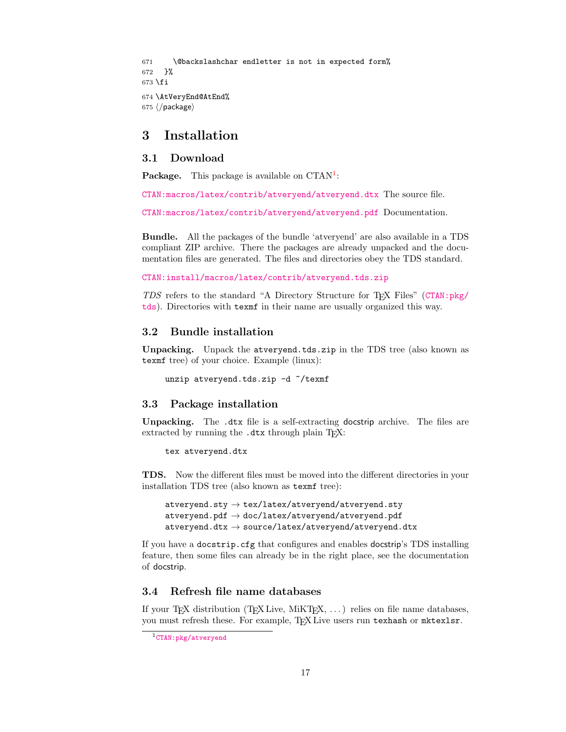```
671     \@backslashchar endletter is not in expected form%
672   }%
673 \fi
674 \AtVeryEnd@AtEnd%
675 ⟨/package⟩
```

# 3 Installation

## 3.1 Download

**Package.** This package is available on CTAN[1]:

CTAN:macros/latex/contrib/atveryend/atveryend.dtx The source file.

CTAN:macros/latex/contrib/atveryend/atveryend.pdf Documentation.

**Bundle.** All the packages of the bundle 'atveryend' are also available in a TDS compliant ZIP archive. There the packages are already unpacked and the documentation files are generated. The files and directories obey the TDS standard.

CTAN:install/macros/latex/contrib/atveryend.tds.zip

*TDS* refers to the standard "A Directory Structure for TEX Files" (CTAN:pkg/tds). Directories with `texmf` in their name are usually organized this way.

## 3.2 Bundle installation

**Unpacking.** Unpack the `atveryend.tds.zip` in the TDS tree (also known as `texmf` tree) of your choice. Example (linux):

```
unzip atveryend.tds.zip -d ~/texmf
```

## 3.3 Package installation

**Unpacking.** The `.dtx` file is a self-extracting docstrip archive. The files are extracted by running the `.dtx` through plain TEX:

```
tex atveryend.dtx
```

**TDS.** Now the different files must be moved into the different directories in your installation TDS tree (also known as `texmf` tree):

```
atveryend.sty → tex/latex/atveryend/atveryend.sty
atveryend.pdf → doc/latex/atveryend/atveryend.pdf
atveryend.dtx → source/latex/atveryend/atveryend.dtx
```

If you have a `docstrip.cfg` that configures and enables docstrip's TDS installing feature, then some files can already be in the right place, see the documentation of docstrip.

## 3.4 Refresh file name databases

If your TEX distribution (TEX Live, MiKTEX, ...) relies on file name databases, you must refresh these. For example, TEX Live users run `texhash` or `mktexlsr`.

---

[1] CTAN:pkg/atveryend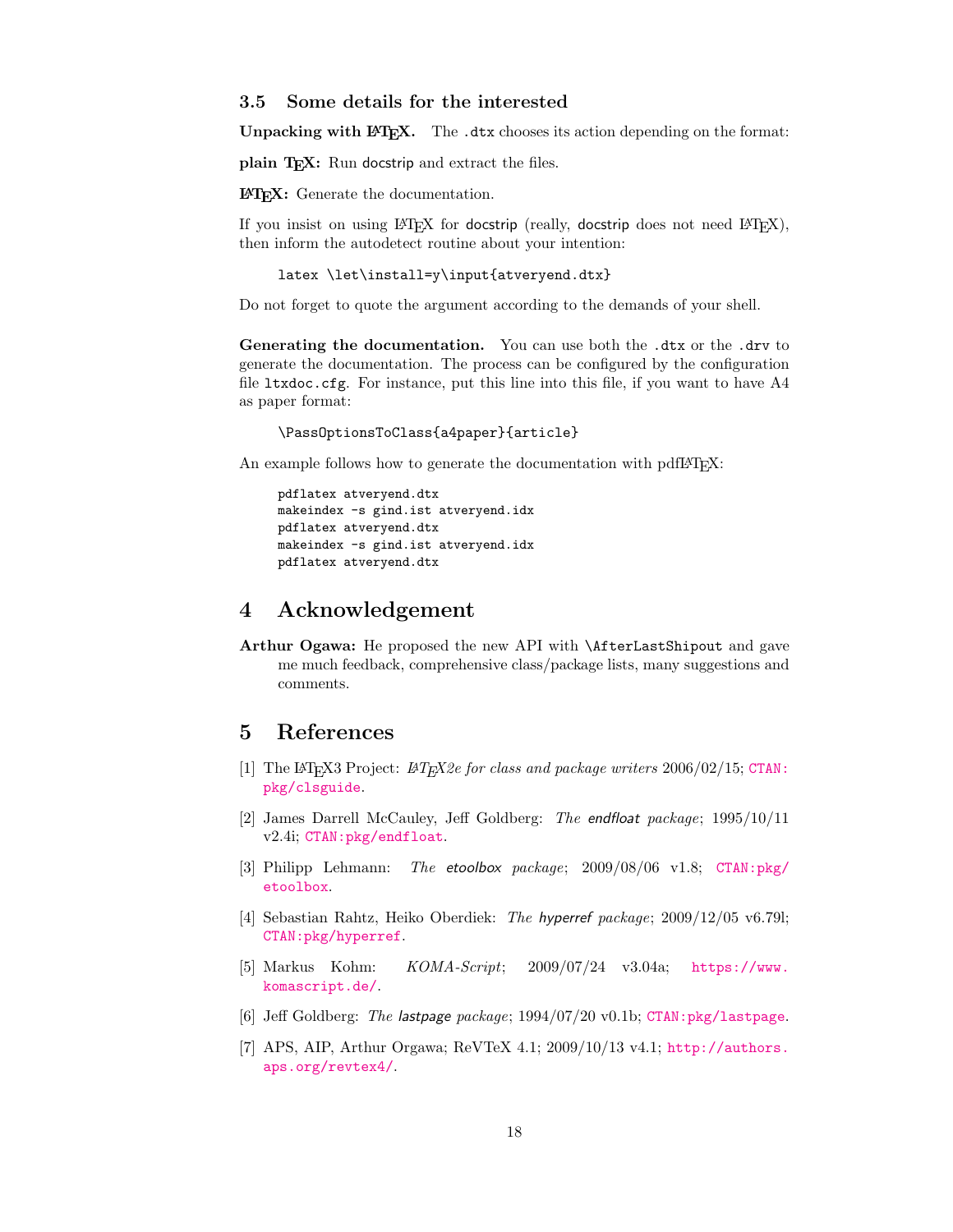### 3.5 Some details for the interested

**Unpacking with LaTeX.** The `.dtx` chooses its action depending on the format:

**plain TeX:** Run docstrip and extract the files.

**LaTeX:** Generate the documentation.

If you insist on using LaTeX for docstrip (really, docstrip does not need LaTeX), then inform the autodetect routine about your intention:

```
latex \let\install=y\input{atveryend.dtx}
```

Do not forget to quote the argument according to the demands of your shell.

**Generating the documentation.** You can use both the `.dtx` or the `.drv` to generate the documentation. The process can be configured by the configuration file `ltxdoc.cfg`. For instance, put this line into this file, if you want to have A4 as paper format:

```
\PassOptionsToClass{a4paper}{article}
```

An example follows how to generate the documentation with pdfLaTeX:

```
pdflatex atveryend.dtx
makeindex -s gind.ist atveryend.idx
pdflatex atveryend.dtx
makeindex -s gind.ist atveryend.idx
pdflatex atveryend.dtx
```

## 4 Acknowledgement

**Arthur Ogawa:** He proposed the new API with `\AfterLastShipout` and gave me much feedback, comprehensive class/package lists, many suggestions and comments.

## 5 References

[1] The LaTeX3 Project: *LaTeX2e for class and package writers* 2006/02/15; `CTAN:pkg/clsguide`.

[2] James Darrell McCauley, Jeff Goldberg: *The endfloat package*; 1995/10/11 v2.4i; `CTAN:pkg/endfloat`.

[3] Philipp Lehmann: *The etoolbox package*; 2009/08/06 v1.8; `CTAN:pkg/etoolbox`.

[4] Sebastian Rahtz, Heiko Oberdiek: *The hyperref package*; 2009/12/05 v6.79l; `CTAN:pkg/hyperref`.

[5] Markus Kohm: *KOMA-Script*; 2009/07/24 v3.04a; `https://www.komascript.de/`.

[6] Jeff Goldberg: *The lastpage package*; 1994/07/20 v0.1b; `CTAN:pkg/lastpage`.

[7] APS, AIP, Arthur Orgawa; ReVTeX 4.1; 2009/10/13 v4.1; `http://authors.aps.org/revtex4/`.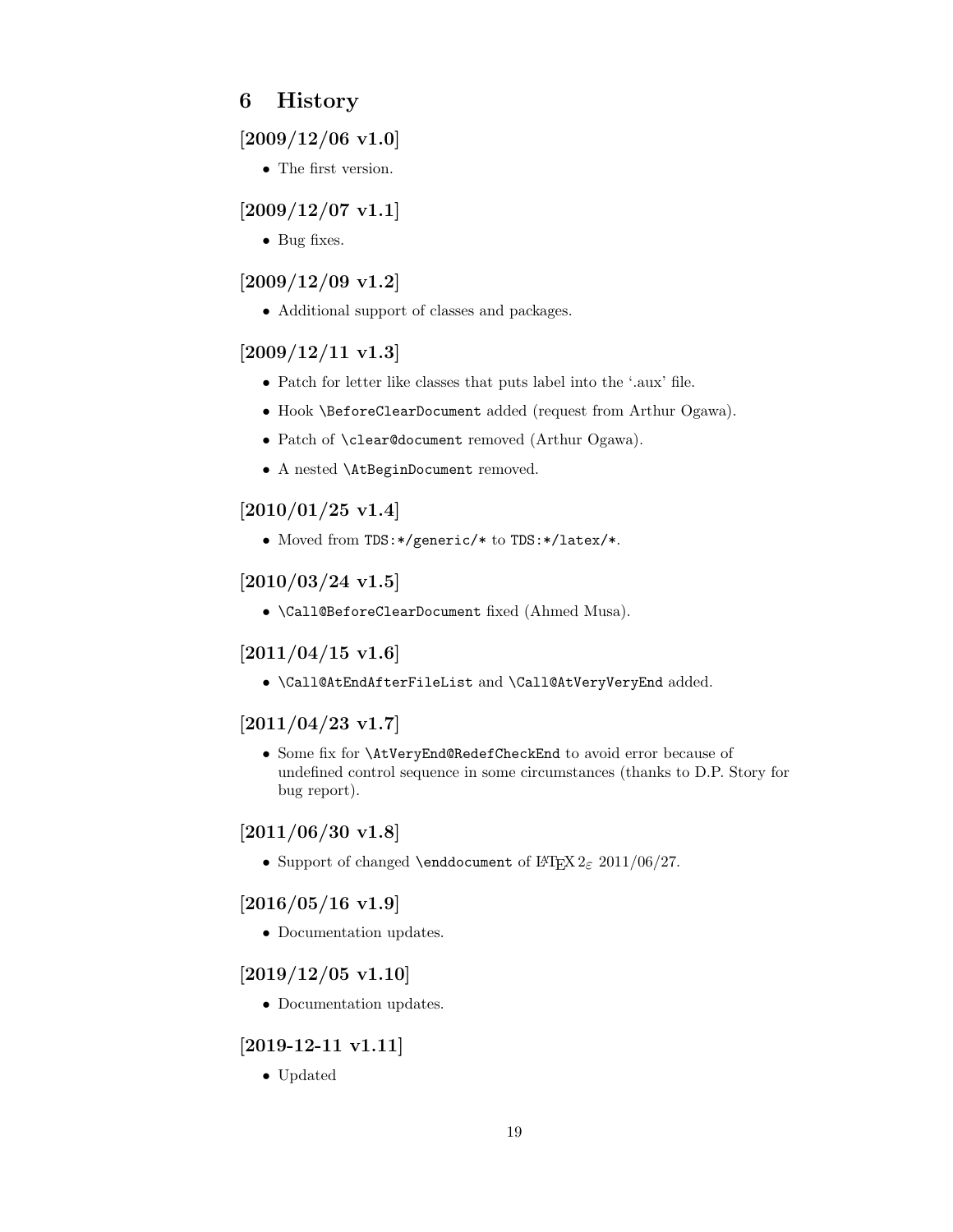# 6 History

## [2009/12/06 v1.0]

- The first version.

## [2009/12/07 v1.1]

- Bug fixes.

## [2009/12/09 v1.2]

- Additional support of classes and packages.

## [2009/12/11 v1.3]

- Patch for letter like classes that puts label into the '.aux' file.
- Hook `\BeforeClearDocument` added (request from Arthur Ogawa).
- Patch of `\clear@document` removed (Arthur Ogawa).
- A nested `\AtBeginDocument` removed.

## [2010/01/25 v1.4]

- Moved from `TDS:*/generic/*` to `TDS:*/latex/*`.

## [2010/03/24 v1.5]

- `\Call@BeforeClearDocument` fixed (Ahmed Musa).

## [2011/04/15 v1.6]

- `\Call@AtEndAfterFileList` and `\Call@AtVeryVeryEnd` added.

## [2011/04/23 v1.7]

- Some fix for `\AtVeryEnd@RedefCheckEnd` to avoid error because of undefined control sequence in some circumstances (thanks to D.P. Story for bug report).

## [2011/06/30 v1.8]

- Support of changed `\enddocument` of LaTeX $2_\varepsilon$ 2011/06/27.

## [2016/05/16 v1.9]

- Documentation updates.

## [2019/12/05 v1.10]

- Documentation updates.

## [2019-12-11 v1.11]

- Updated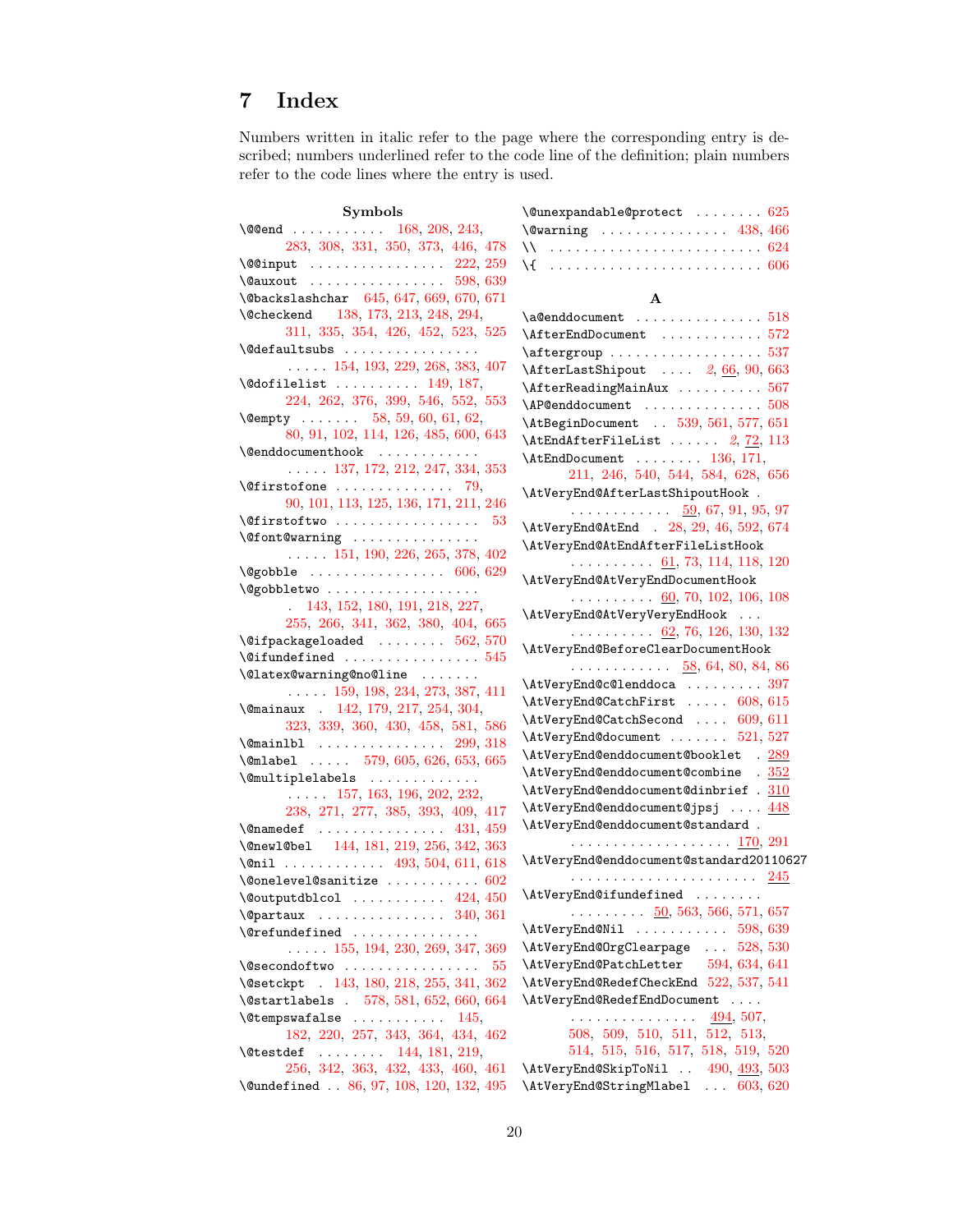# 7 Index

Numbers written in italic refer to the page where the corresponding entry is described; numbers underlined refer to the code line of the definition; plain numbers refer to the code lines where the entry is used.

**Symbols**

\@@end . . . . . . . . . . . 168, 208, 243, 283, 308, 331, 350, 373, 446, 478
\@@input . . . . . . . . . . . . . . . . 222, 259
\@auxout . . . . . . . . . . . . . . . . 598, 639
\@backslashchar 645, 647, 669, 670, 671
\@checkend 138, 173, 213, 248, 294, 311, 335, 354, 426, 452, 523, 525
\@defaultsubs . . . . . . . . . . . . . . . . . . . . . 154, 193, 229, 268, 383, 407
\@dofilelist . . . . . . . . . . 149, 187, 224, 262, 376, 399, 546, 552, 553
\@empty . . . . . . . 58, 59, 60, 61, 62, 80, 91, 102, 114, 126, 485, 600, 643
\@enddocumenthook . . . . . . . . . . . . . . . . . 137, 172, 212, 247, 334, 353
\@firstofone . . . . . . . . . . . . . . 79, 90, 101, 113, 125, 136, 171, 211, 246
\@firstoftwo . . . . . . . . . . . . . . . . . 53
\@font@warning . . . . . . . . . . . . . . . . . . . 151, 190, 226, 265, 378, 402
\@gobble . . . . . . . . . . . . . . . . 606, 629
\@gobbletwo . . . . . . . . . . . . . . . . . . 143, 152, 180, 191, 218, 227, 255, 266, 341, 362, 380, 404, 665
\@ifpackageloaded . . . . . . . . 562, 570
\@ifundefined . . . . . . . . . . . . . . . . 545
\@latex@warning@no@line . . . . . . . . . . . . 159, 198, 234, 273, 387, 411
\@mainaux . 142, 179, 217, 254, 304, 323, 339, 360, 430, 458, 581, 586
\@mainlbl . . . . . . . . . . . . . . . 299, 318
\@mlabel . . . . . 579, 605, 626, 653, 665
\@multiplelabels . . . . . . . . . . . . . . . . . . 157, 163, 196, 202, 232, 238, 271, 277, 385, 393, 409, 417
\@namedef . . . . . . . . . . . . . . . 431, 459
\@newl@bel 144, 181, 219, 256, 342, 363
\@nil . . . . . . . . . . . . 493, 504, 611, 618
\@onelevel@sanitize . . . . . . . . . . . 602
\@outputdblcol . . . . . . . . . . . 424, 450
\@partaux . . . . . . . . . . . . . . . 340, 361
\@refundefined . . . . . . . . . . . . . . . . . . . 155, 194, 230, 269, 347, 369
\@secondoftwo . . . . . . . . . . . . . . . . 55
\@setckpt . 143, 180, 218, 255, 341, 362
\@startlabels . 578, 581, 652, 660, 664
\@tempswafalse . . . . . . . . . . . 145, 182, 220, 257, 343, 364, 434, 462
\@testdef . . . . . . . . 144, 181, 219, 256, 342, 363, 432, 433, 460, 461
\@undefined . . 86, 97, 108, 120, 132, 495
\@unexpandable@protect . . . . . . . . 625
\@warning . . . . . . . . . . . . . . . 438, 466
\\ . . . . . . . . . . . . . . . . . . . . . . . . . 624
\{ . . . . . . . . . . . . . . . . . . . . . . . . . 606

**A**

\a@enddocument . . . . . . . . . . . . . . . 518
\AfterEndDocument . . . . . . . . . . . . 572
\aftergroup . . . . . . . . . . . . . . . . . . 537
\AfterLastShipout . . . . *2*, <u>66</u>, 90, 663
\AfterReadingMainAux . . . . . . . . . . 567
\AP@enddocument . . . . . . . . . . . . . . 508
\AtBeginDocument . . 539, 561, 577, 651
\AtEndAfterFileList . . . . . . *2*, <u>72</u>, 113
\AtEndDocument . . . . . . . . 136, 171, 211, 246, 540, 544, 584, 628, 656
\AtVeryEnd@AfterLastShipoutHook . . . . . . . . . . . . . <u>59</u>, 67, 91, 95, 97
\AtVeryEnd@AtEnd . 28, 29, 46, 592, 674
\AtVeryEnd@AtEndAfterFileListHook . . . . . . . . . . <u>61</u>, 73, 114, 118, 120
\AtVeryEnd@AtVeryEndDocumentHook . . . . . . . . . . <u>60</u>, 70, 102, 106, 108
\AtVeryEnd@AtVeryVeryEndHook . . . . . . . . . . . . . <u>62</u>, 76, 126, 130, 132
\AtVeryEnd@BeforeClearDocumentHook . . . . . . . . . . . . <u>58</u>, 64, 80, 84, 86
\AtVeryEnd@c@lenddoca . . . . . . . . . 397
\AtVeryEnd@CatchFirst . . . . . 608, 615
\AtVeryEnd@CatchSecond . . . . 609, 611
\AtVeryEnd@document . . . . . . . 521, 527
\AtVeryEnd@enddocument@booklet . <u>289</u>
\AtVeryEnd@enddocument@combine . <u>352</u>
\AtVeryEnd@enddocument@dinbrief . <u>310</u>
\AtVeryEnd@enddocument@jpsj . . . . <u>448</u>
\AtVeryEnd@enddocument@standard . . . . . . . . . . . . . . . . . . . . . <u>170</u>, 291
\AtVeryEnd@enddocument@standard20110627 . . . . . . . . . . . . . . . . . . . . . . <u>245</u>
\AtVeryEnd@ifundefined . . . . . . . . . . . . . . . . . <u>50</u>, 563, 566, 571, 657
\AtVeryEnd@Nil . . . . . . . . . . . 598, 639
\AtVeryEnd@OrgClearpage . . . 528, 530
\AtVeryEnd@PatchLetter 594, 634, 641
\AtVeryEnd@RedefCheckEnd 522, 537, 541
\AtVeryEnd@RedefEndDocument . . . . . . . . . . . . . . . . . . . <u>494</u>, 507, 508, 509, 510, 511, 512, 513, 514, 515, 516, 517, 518, 519, 520
\AtVeryEnd@SkipToNil . . 490, <u>493</u>, 503
\AtVeryEnd@StringMlabel . . . 603, 620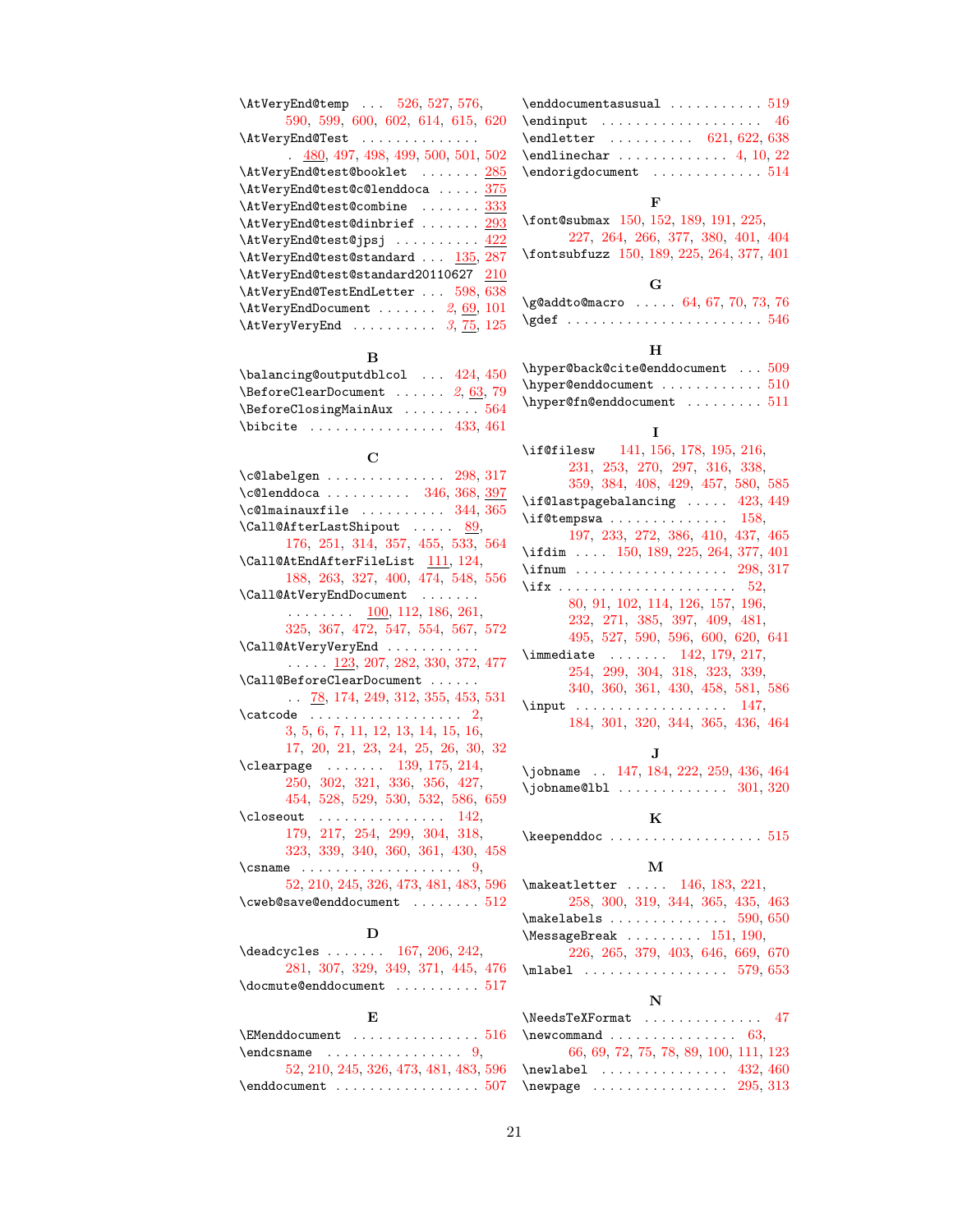\AtVeryEnd@temp . . . 526, 527, 576, 590, 599, 600, 602, 614, 615, 620
\AtVeryEnd@Test . . . . . . . . . . . . . 480, 497, 498, 499, 500, 501, 502
\AtVeryEnd@test@booklet . . . . . . . 285
\AtVeryEnd@test@c@lenddoca . . . . . 375
\AtVeryEnd@test@combine . . . . . . . 333
\AtVeryEnd@test@dinbrief . . . . . . . 293
\AtVeryEnd@test@jpsj . . . . . . . . . . 422
\AtVeryEnd@test@standard . . . 135, 287
\AtVeryEnd@test@standard20110627 210
\AtVeryEnd@TestEndLetter . . . 598, 638
\AtVeryEndDocument . . . . . . . 2, 69, 101
\AtVeryVeryEnd . . . . . . . . . . 3, 75, 125

**B**

\balancing@outputdblcol . . . 424, 450
\BeforeClearDocument . . . . . . 2, 63, 79
\BeforeClosingMainAux . . . . . . . . . 564
\bibcite . . . . . . . . . . . . . . . . 433, 461

**C**

\c@labelgen . . . . . . . . . . . . . . 298, 317
\c@lenddoca . . . . . . . . . . 346, 368, 397
\c@lmainauxfile . . . . . . . . . . 344, 365
\Call@AfterLastShipout . . . . . 89, 176, 251, 314, 357, 455, 533, 564
\Call@AtEndAfterFileList 111, 124, 188, 263, 327, 400, 474, 548, 556
\Call@AtVeryEndDocument . . . . . . . . . . . . . . . 100, 112, 186, 261, 325, 367, 472, 547, 554, 567, 572
\Call@AtVeryVeryEnd . . . . . . . . . . . . . . . 123, 207, 282, 330, 372, 477
\Call@BeforeClearDocument . . . . . . . . 78, 174, 249, 312, 355, 453, 531
\catcode . . . . . . . . . . . . . . . . . . 2, 3, 5, 6, 7, 11, 12, 13, 14, 15, 16, 17, 20, 21, 23, 24, 25, 26, 30, 32
\clearpage . . . . . . . 139, 175, 214, 250, 302, 321, 336, 356, 427, 454, 528, 529, 530, 532, 586, 659
\closeout . . . . . . . . . . . . . . . 142, 179, 217, 254, 299, 304, 318, 323, 339, 340, 360, 361, 430, 458
\csname . . . . . . . . . . . . . . . . . . . 9, 52, 210, 245, 326, 473, 481, 483, 596
\cweb@save@enddocument . . . . . . . . 512

**D**

\deadcycles . . . . . . . 167, 206, 242, 281, 307, 329, 349, 371, 445, 476
\docmute@enddocument . . . . . . . . . . 517

**E**

\EMenddocument . . . . . . . . . . . . . . . 516
\endcsname . . . . . . . . . . . . . . . . . 9, 52, 210, 245, 326, 473, 481, 483, 596
\enddocument . . . . . . . . . . . . . . . . . 507
\enddocumentasusual . . . . . . . . . . . 519
\endinput . . . . . . . . . . . . . . . . . . . 46
\endletter . . . . . . . . . . 621, 622, 638
\endlinechar . . . . . . . . . . . . . 4, 10, 22
\endorigdocument . . . . . . . . . . . . . 514

**F**

\font@submax 150, 152, 189, 191, 225, 227, 264, 266, 377, 380, 401, 404
\fontsubfuzz 150, 189, 225, 264, 377, 401

**G**

\g@addto@macro . . . . . 64, 67, 70, 73, 76
\gdef . . . . . . . . . . . . . . . . . . . . . . 546

**H**

\hyper@back@cite@enddocument . . . 509
\hyper@enddocument . . . . . . . . . . . . 510
\hyper@fn@enddocument . . . . . . . . . 511

**I**

\if@filesw 141, 156, 178, 195, 216, 231, 253, 270, 297, 316, 338, 359, 384, 408, 429, 457, 580, 585
\if@lastpagebalancing . . . . . 423, 449
\if@tempswa . . . . . . . . . . . . . . 158, 197, 233, 272, 386, 410, 437, 465
\ifdim . . . . 150, 189, 225, 264, 377, 401
\ifnum . . . . . . . . . . . . . . . . . . 298, 317
\ifx . . . . . . . . . . . . . . . . . . . . . 52, 80, 91, 102, 114, 126, 157, 196, 232, 271, 385, 397, 409, 481, 495, 527, 590, 596, 600, 620, 641
\immediate . . . . . . . 142, 179, 217, 254, 299, 304, 318, 323, 339, 340, 360, 361, 430, 458, 581, 586
\input . . . . . . . . . . . . . . . . . . . 147, 184, 301, 320, 344, 365, 436, 464

**J**

\jobname . . 147, 184, 222, 259, 436, 464
\jobname@lbl . . . . . . . . . . . . . 301, 320

**K**

\keependdoc . . . . . . . . . . . . . . . . . 515

**M**

\makeatletter . . . . . 146, 183, 221, 258, 300, 319, 344, 365, 435, 463
\makelabels . . . . . . . . . . . . . . 590, 650
\MessageBreak . . . . . . . . . 151, 190, 226, 265, 379, 403, 646, 669, 670
\mlabel . . . . . . . . . . . . . . . . . 579, 653

**N**

\NeedsTeXFormat . . . . . . . . . . . . . . 47
\newcommand . . . . . . . . . . . . . . . 63, 66, 69, 72, 75, 78, 89, 100, 111, 123
\newlabel . . . . . . . . . . . . . . . 432, 460
\newpage . . . . . . . . . . . . . . . . 295, 313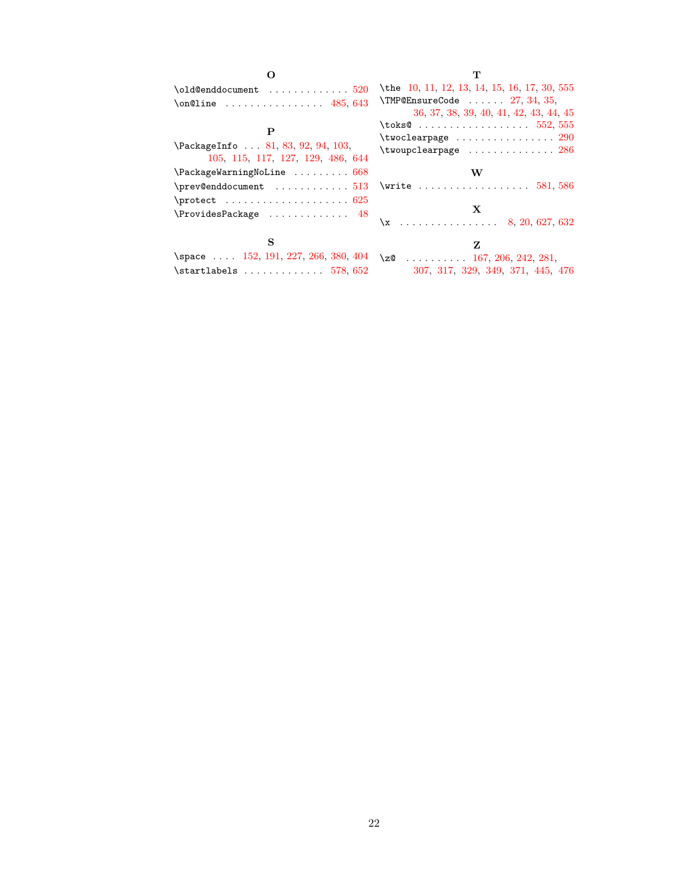**O**

\old@enddocument . . . . . . . . . . . . . 520
\on@line . . . . . . . . . . . . . . . . 485, 643

**P**

\PackageInfo . . . 81, 83, 92, 94, 103, 105, 115, 117, 127, 129, 486, 644
\PackageWarningNoLine . . . . . . . . . 668
\prev@enddocument . . . . . . . . . . . . 513
\protect . . . . . . . . . . . . . . . . . . . . 625
\ProvidesPackage . . . . . . . . . . . . . 48

**S**

\space . . . . 152, 191, 227, 266, 380, 404
\startlabels . . . . . . . . . . . . . 578, 652

**T**

\the 10, 11, 12, 13, 14, 15, 16, 17, 30, 555
\TMP@EnsureCode . . . . . . 27, 34, 35, 36, 37, 38, 39, 40, 41, 42, 43, 44, 45
\toks@ . . . . . . . . . . . . . . . . . . 552, 555
\twoclearpage . . . . . . . . . . . . . . . . 290
\twoupclearpage . . . . . . . . . . . . . . 286

**W**

\write . . . . . . . . . . . . . . . . . . 581, 586

**X**

\x . . . . . . . . . . . . . . . . 8, 20, 627, 632

**Z**

\z@ . . . . . . . . . . 167, 206, 242, 281, 307, 317, 329, 349, 371, 445, 476